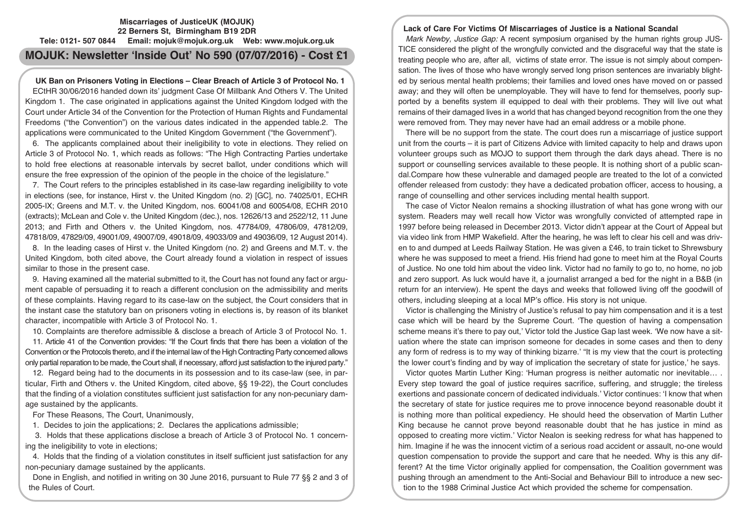**Miscarriages of JusticeUK (MOJUK)**
**22 Berners St, Birmingham B19 2DR**
**Tele: 0121- 507 0844 Email: mojuk@mojuk.org.uk Web: www.mojuk.org.uk**

# MOJUK: Newsletter 'Inside Out' No 590 (07/07/2016) - Cost £1

## UK Ban on Prisoners Voting in Elections – Clear Breach of Article 3 of Protocol No. 1

ECtHR 30/06/2016 handed down its' judgment Case Of Millbank And Others V. The United Kingdom 1. The case originated in applications against the United Kingdom lodged with the Court under Article 34 of the Convention for the Protection of Human Rights and Fundamental Freedoms ("the Convention") on the various dates indicated in the appended table.2. The applications were communicated to the United Kingdom Government ("the Government").

6. The applicants complained about their ineligibility to vote in elections. They relied on Article 3 of Protocol No. 1, which reads as follows: "The High Contracting Parties undertake to hold free elections at reasonable intervals by secret ballot, under conditions which will ensure the free expression of the opinion of the people in the choice of the legislature."

7. The Court refers to the principles established in its case-law regarding ineligibility to vote in elections (see, for instance, Hirst v. the United Kingdom (no. 2) [GC], no. 74025/01, ECHR 2005-IX; Greens and M.T. v. the United Kingdom, nos. 60041/08 and 60054/08, ECHR 2010 (extracts); McLean and Cole v. the United Kingdom (dec.), nos. 12626/13 and 2522/12, 11 June 2013; and Firth and Others v. the United Kingdom, nos. 47784/09, 47806/09, 47812/09, 47818/09, 47829/09, 49001/09, 49007/09, 49018/09, 49033/09 and 49036/09, 12 August 2014).

8. In the leading cases of Hirst v. the United Kingdom (no. 2) and Greens and M.T. v. the United Kingdom, both cited above, the Court already found a violation in respect of issues similar to those in the present case.

9. Having examined all the material submitted to it, the Court has not found any fact or argument capable of persuading it to reach a different conclusion on the admissibility and merits of these complaints. Having regard to its case-law on the subject, the Court considers that in the instant case the statutory ban on prisoners voting in elections is, by reason of its blanket character, incompatible with Article 3 of Protocol No. 1.

10. Complaints are therefore admissible & disclose a breach of Article 3 of Protocol No. 1.

11. Article 41 of the Convention provides: "If the Court finds that there has been a violation of the Convention or the Protocols thereto, and if the internal law of the High Contracting Party concerned allows only partial reparation to be made, the Court shall, if necessary, afford just satisfaction to the injured party."

12. Regard being had to the documents in its possession and to its case-law (see, in particular, Firth and Others v. the United Kingdom, cited above, §§ 19-22), the Court concludes that the finding of a violation constitutes sufficient just satisfaction for any non-pecuniary damage sustained by the applicants.

For These Reasons, The Court, Unanimously,

1. Decides to join the applications; 2. Declares the applications admissible;

3. Holds that these applications disclose a breach of Article 3 of Protocol No. 1 concerning the ineligibility to vote in elections;

4. Holds that the finding of a violation constitutes in itself sufficient just satisfaction for any non-pecuniary damage sustained by the applicants.

Done in English, and notified in writing on 30 June 2016, pursuant to Rule 77 §§ 2 and 3 of the Rules of Court.

## Lack of Care For Victims Of Miscarriages of Justice is a National Scandal

*Mark Newby, Justice Gap:* A recent symposium organised by the human rights group JUSTICE considered the plight of the wrongfully convicted and the disgraceful way that the state is treating people who are, after all, victims of state error. The issue is not simply about compensation. The lives of those who have wrongly served long prison sentences are invariably blighted by serious mental health problems; their families and loved ones have moved on or passed away; and they will often be unemployable. They will have to fend for themselves, poorly supported by a benefits system ill equipped to deal with their problems. They will live out what remains of their damaged lives in a world that has changed beyond recognition from the one they were removed from. They may never have had an email address or a mobile phone.

There will be no support from the state. The court does run a miscarriage of justice support unit from the courts – it is part of Citizens Advice with limited capacity to help and draws upon volunteer groups such as MOJO to support them through the dark days ahead. There is no support or counselling services available to these people. It is nothing short of a public scandal.Compare how these vulnerable and damaged people are treated to the lot of a convicted offender released from custody: they have a dedicated probation officer, access to housing, a range of counselling and other services including mental health support.

The case of Victor Nealon remains a shocking illustration of what has gone wrong with our system. Readers may well recall how Victor was wrongfully convicted of attempted rape in 1997 before being released in December 2013. Victor didn't appear at the Court of Appeal but via video link from HMP Wakefield. After the hearing, he was left to clear his cell and was driven to and dumped at Leeds Railway Station. He was given a £46, to train ticket to Shrewsbury where he was supposed to meet a friend. His friend had gone to meet him at the Royal Courts of Justice. No one told him about the video link. Victor had no family to go to, no home, no job and zero support. As luck would have it, a journalist arranged a bed for the night in a B&B (in return for an interview). He spent the days and weeks that followed living off the goodwill of others, including sleeping at a local MP's office. His story is not unique.

Victor is challenging the Ministry of Justice's refusal to pay him compensation and it is a test case which will be heard by the Supreme Court. 'The question of having a compensation scheme means it's there to pay out,' Victor told the Justice Gap last week. 'We now have a situation where the state can imprison someone for decades in some cases and then to deny any form of redress is to my way of thinking bizarre.' "It is my view that the court is protecting the lower court's finding and by way of implication the secretary of state for justice,' he says.

Victor quotes Martin Luther King: 'Human progress is neither automatic nor inevitable… . Every step toward the goal of justice requires sacrifice, suffering, and struggle; the tireless exertions and passionate concern of dedicated individuals.' Victor continues: 'I know that when the secretary of state for justice requires me to prove innocence beyond reasonable doubt it is nothing more than political expediency. He should heed the observation of Martin Luther King because he cannot prove beyond reasonable doubt that he has justice in mind as opposed to creating more victim.' Victor Nealon is seeking redress for what has happened to him. Imagine if he was the innocent victim of a serious road accident or assault, no-one would question compensation to provide the support and care that he needed. Why is this any different? At the time Victor originally applied for compensation, the Coalition government was pushing through an amendment to the Anti-Social and Behaviour Bill to introduce a new section to the 1988 Criminal Justice Act which provided the scheme for compensation.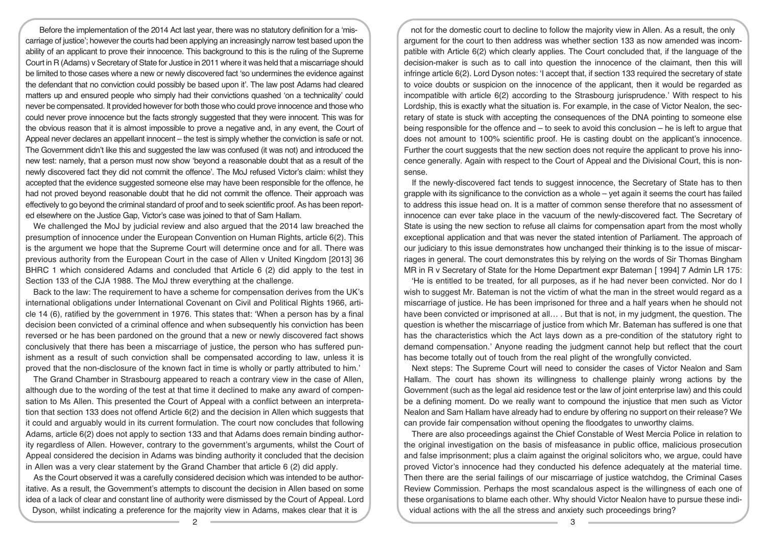Before the implementation of the 2014 Act last year, there was no statutory definition for a 'miscarriage of justice'; however the courts had been applying an increasingly narrow test based upon the ability of an applicant to prove their innocence. This background to this is the ruling of the Supreme Court in R (Adams) v Secretary of State for Justice in 2011 where it was held that a miscarriage should be limited to those cases where a new or newly discovered fact 'so undermines the evidence against the defendant that no conviction could possibly be based upon it'. The law post Adams had cleared matters up and ensured people who simply had their convictions quashed 'on a technicality' could never be compensated. It provided however for both those who could prove innocence and those who could never prove innocence but the facts strongly suggested that they were innocent. This was for the obvious reason that it is almost impossible to prove a negative and, in any event, the Court of Appeal never declares an appellant innocent – the test is simply whether the conviction is safe or not. The Government didn't like this and suggested the law was confused (it was not) and introduced the new test: namely, that a person must now show 'beyond a reasonable doubt that as a result of the newly discovered fact they did not commit the offence'. The MoJ refused Victor's claim: whilst they accepted that the evidence suggested someone else may have been responsible for the offence, he had not proved beyond reasonable doubt that he did not commit the offence. Their approach was effectively to go beyond the criminal standard of proof and to seek scientific proof. As has been reported elsewhere on the Justice Gap, Victor's case was joined to that of Sam Hallam.

We challenged the MoJ by judicial review and also argued that the 2014 law breached the presumption of innocence under the European Convention on Human Rights, article 6(2). This is the argument we hope that the Supreme Court will determine once and for all. There was previous authority from the European Court in the case of Allen v United Kingdom [2013] 36 BHRC 1 which considered Adams and concluded that Article 6 (2) did apply to the test in Section 133 of the CJA 1988. The MoJ threw everything at the challenge.

Back to the law: The requirement to have a scheme for compensation derives from the UK's international obligations under International Covenant on Civil and Political Rights 1966, article 14 (6), ratified by the government in 1976. This states that: 'When a person has by a final decision been convicted of a criminal offence and when subsequently his conviction has been reversed or he has been pardoned on the ground that a new or newly discovered fact shows conclusively that there has been a miscarriage of justice, the person who has suffered punishment as a result of such conviction shall be compensated according to law, unless it is proved that the non-disclosure of the known fact in time is wholly or partly attributed to him.'

The Grand Chamber in Strasbourg appeared to reach a contrary view in the case of Allen, although due to the wording of the test at that time it declined to make any award of compensation to Ms Allen. This presented the Court of Appeal with a conflict between an interpretation that section 133 does not offend Article 6(2) and the decision in Allen which suggests that it could and arguably would in its current formulation. The court now concludes that following Adams, article 6(2) does not apply to section 133 and that Adams does remain binding authority regardless of Allen. However, contrary to the government's arguments, whilst the Court of Appeal considered the decision in Adams was binding authority it concluded that the decision in Allen was a very clear statement by the Grand Chamber that article 6 (2) did apply.

As the Court observed it was a carefully considered decision which was intended to be authoritative. As a result, the Government's attempts to discount the decision in Allen based on some idea of a lack of clear and constant line of authority were dismissed by the Court of Appeal. Lord Dyson, whilst indicating a preference for the majority view in Adams, makes clear that it is not for the domestic court to decline to follow the majority view in Allen. As a result, the only argument for the court to then address was whether section 133 as now amended was incompatible with Article 6(2) which clearly applies. The Court concluded that, if the language of the decision-maker is such as to call into question the innocence of the claimant, then this will infringe article 6(2). Lord Dyson notes: 'I accept that, if section 133 required the secretary of state to voice doubts or suspicion on the innocence of the applicant, then it would be regarded as incompatible with article 6(2) according to the Strasbourg jurisprudence.' With respect to his Lordship, this is exactly what the situation is. For example, in the case of Victor Nealon, the secretary of state is stuck with accepting the consequences of the DNA pointing to someone else being responsible for the offence and – to seek to avoid this conclusion – he is left to argue that does not amount to 100% scientific proof. He is casting doubt on the applicant's innocence. Further the court suggests that the new section does not require the applicant to prove his innocence generally. Again with respect to the Court of Appeal and the Divisional Court, this is nonsense.

If the newly-discovered fact tends to suggest innocence, the Secretary of State has to then grapple with its significance to the conviction as a whole – yet again it seems the court has failed to address this issue head on. It is a matter of common sense therefore that no assessment of innocence can ever take place in the vacuum of the newly-discovered fact. The Secretary of State is using the new section to refuse all claims for compensation apart from the most wholly exceptional application and that was never the stated intention of Parliament. The approach of our judiciary to this issue demonstrates how unchanged their thinking is to the issue of miscarriages in general. The court demonstrates this by relying on the words of Sir Thomas Bingham MR in R v Secretary of State for the Home Department expr Bateman [ 1994] 7 Admin LR 175:

'He is entitled to be treated, for all purposes, as if he had never been convicted. Nor do I wish to suggest Mr. Bateman is not the victim of what the man in the street would regard as a miscarriage of justice. He has been imprisoned for three and a half years when he should not have been convicted or imprisoned at all… . But that is not, in my judgment, the question. The question is whether the miscarriage of justice from which Mr. Bateman has suffered is one that has the characteristics which the Act lays down as a pre-condition of the statutory right to demand compensation.' Anyone reading the judgment cannot help but reflect that the court has become totally out of touch from the real plight of the wrongfully convicted.

Next steps: The Supreme Court will need to consider the cases of Victor Nealon and Sam Hallam. The court has shown its willingness to challenge plainly wrong actions by the Government (such as the legal aid residence test or the law of joint enterprise law) and this could be a defining moment. Do we really want to compound the injustice that men such as Victor Nealon and Sam Hallam have already had to endure by offering no support on their release? We can provide fair compensation without opening the floodgates to unworthy claims.

There are also proceedings against the Chief Constable of West Mercia Police in relation to the original investigation on the basis of misfeasance in public office, malicious prosecution and false imprisonment; plus a claim against the original solicitors who, we argue, could have proved Victor's innocence had they conducted his defence adequately at the material time. Then there are the serial failings of our miscarriage of justice watchdog, the Criminal Cases Review Commission. Perhaps the most scandalous aspect is the willingness of each one of these organisations to blame each other. Why should Victor Nealon have to pursue these individual actions with the all the stress and anxiety such proceedings bring?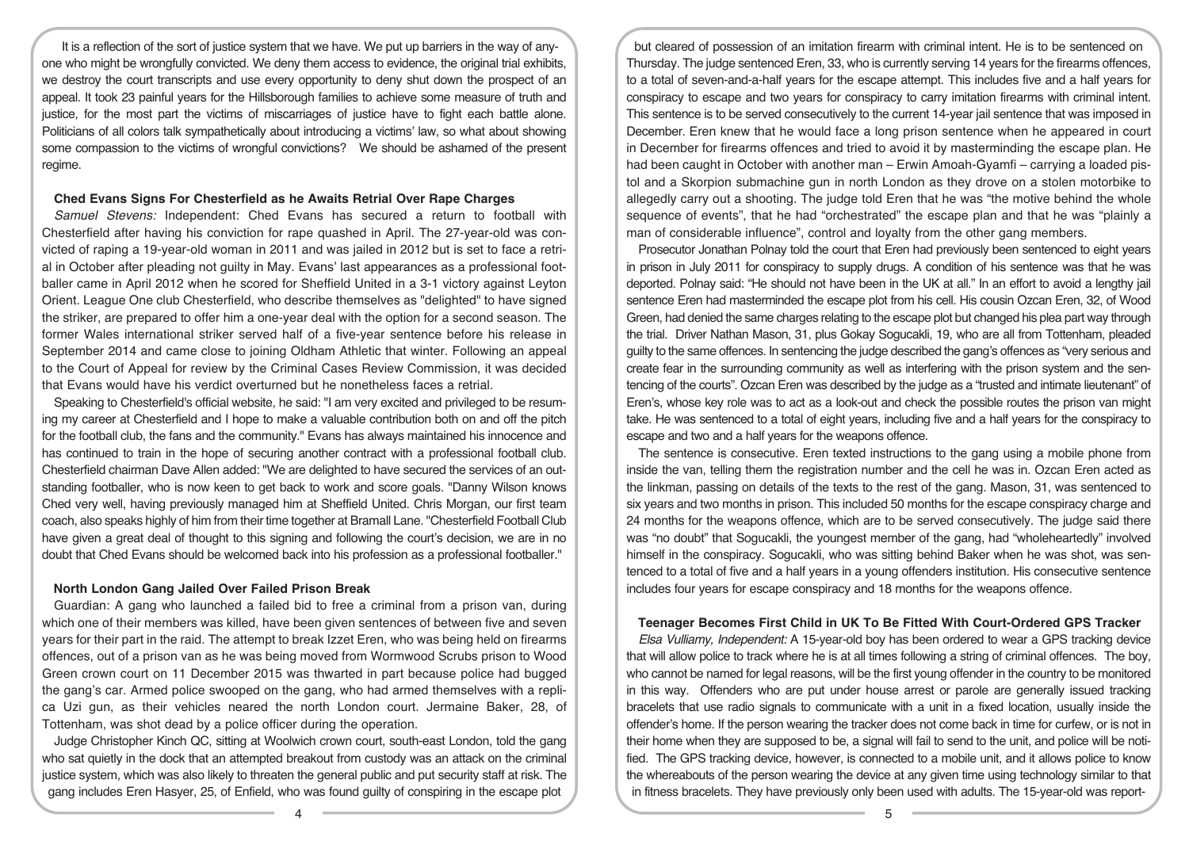It is a reflection of the sort of justice system that we have. We put up barriers in the way of anyone who might be wrongfully convicted. We deny them access to evidence, the original trial exhibits, we destroy the court transcripts and use every opportunity to deny shut down the prospect of an appeal. It took 23 painful years for the Hillsborough families to achieve some measure of truth and justice, for the most part the victims of miscarriages of justice have to fight each battle alone. Politicians of all colors talk sympathetically about introducing a victims' law, so what about showing some compassion to the victims of wrongful convictions? We should be ashamed of the present regime.

**Ched Evans Signs For Chesterfield as he Awaits Retrial Over Rape Charges**

*Samuel Stevens:* Independent: Ched Evans has secured a return to football with Chesterfield after having his conviction for rape quashed in April. The 27-year-old was convicted of raping a 19-year-old woman in 2011 and was jailed in 2012 but is set to face a retrial in October after pleading not guilty in May. Evans' last appearances as a professional footballer came in April 2012 when he scored for Sheffield United in a 3-1 victory against Leyton Orient. League One club Chesterfield, who describe themselves as "delighted" to have signed the striker, are prepared to offer him a one-year deal with the option for a second season. The former Wales international striker served half of a five-year sentence before his release in September 2014 and came close to joining Oldham Athletic that winter. Following an appeal to the Court of Appeal for review by the Criminal Cases Review Commission, it was decided that Evans would have his verdict overturned but he nonetheless faces a retrial.

Speaking to Chesterfield's official website, he said: "I am very excited and privileged to be resuming my career at Chesterfield and I hope to make a valuable contribution both on and off the pitch for the football club, the fans and the community." Evans has always maintained his innocence and has continued to train in the hope of securing another contract with a professional football club. Chesterfield chairman Dave Allen added: "We are delighted to have secured the services of an outstanding footballer, who is now keen to get back to work and score goals. "Danny Wilson knows Ched very well, having previously managed him at Sheffield United. Chris Morgan, our first team coach, also speaks highly of him from their time together at Bramall Lane. "Chesterfield Football Club have given a great deal of thought to this signing and following the court's decision, we are in no doubt that Ched Evans should be welcomed back into his profession as a professional footballer."

**North London Gang Jailed Over Failed Prison Break**

Guardian: A gang who launched a failed bid to free a criminal from a prison van, during which one of their members was killed, have been given sentences of between five and seven years for their part in the raid. The attempt to break Izzet Eren, who was being held on firearms offences, out of a prison van as he was being moved from Wormwood Scrubs prison to Wood Green crown court on 11 December 2015 was thwarted in part because police had bugged the gang's car. Armed police swooped on the gang, who had armed themselves with a replica Uzi gun, as their vehicles neared the north London court. Jermaine Baker, 28, of Tottenham, was shot dead by a police officer during the operation.

Judge Christopher Kinch QC, sitting at Woolwich crown court, south-east London, told the gang who sat quietly in the dock that an attempted breakout from custody was an attack on the criminal justice system, which was also likely to threaten the general public and put security staff at risk. The gang includes Eren Hasyer, 25, of Enfield, who was found guilty of conspiring in the escape plot but cleared of possession of an imitation firearm with criminal intent. He is to be sentenced on Thursday. The judge sentenced Eren, 33, who is currently serving 14 years for the firearms offences, to a total of seven-and-a-half years for the escape attempt. This includes five and a half years for conspiracy to escape and two years for conspiracy to carry imitation firearms with criminal intent. This sentence is to be served consecutively to the current 14-year jail sentence that was imposed in December. Eren knew that he would face a long prison sentence when he appeared in court in December for firearms offences and tried to avoid it by masterminding the escape plan. He had been caught in October with another man – Erwin Amoah-Gyamfi – carrying a loaded pistol and a Skorpion submachine gun in north London as they drove on a stolen motorbike to allegedly carry out a shooting. The judge told Eren that he was "the motive behind the whole sequence of events", that he had "orchestrated" the escape plan and that he was "plainly a man of considerable influence", control and loyalty from the other gang members.

Prosecutor Jonathan Polnay told the court that Eren had previously been sentenced to eight years in prison in July 2011 for conspiracy to supply drugs. A condition of his sentence was that he was deported. Polnay said: "He should not have been in the UK at all." In an effort to avoid a lengthy jail sentence Eren had masterminded the escape plot from his cell. His cousin Ozcan Eren, 32, of Wood Green, had denied the same charges relating to the escape plot but changed his plea part way through the trial. Driver Nathan Mason, 31, plus Gokay Sogucakli, 19, who are all from Tottenham, pleaded guilty to the same offences. In sentencing the judge described the gang's offences as "very serious and create fear in the surrounding community as well as interfering with the prison system and the sentencing of the courts". Ozcan Eren was described by the judge as a "trusted and intimate lieutenant" of Eren's, whose key role was to act as a look-out and check the possible routes the prison van might take. He was sentenced to a total of eight years, including five and a half years for the conspiracy to escape and two and a half years for the weapons offence.

The sentence is consecutive. Eren texted instructions to the gang using a mobile phone from inside the van, telling them the registration number and the cell he was in. Ozcan Eren acted as the linkman, passing on details of the texts to the rest of the gang. Mason, 31, was sentenced to six years and two months in prison. This included 50 months for the escape conspiracy charge and 24 months for the weapons offence, which are to be served consecutively. The judge said there was "no doubt" that Sogucakli, the youngest member of the gang, had "wholeheartedly" involved himself in the conspiracy. Sogucakli, who was sitting behind Baker when he was shot, was sentenced to a total of five and a half years in a young offenders institution. His consecutive sentence includes four years for escape conspiracy and 18 months for the weapons offence.

**Teenager Becomes First Child in UK To Be Fitted With Court-Ordered GPS Tracker**

*Elsa Vulliamy, Independent:* A 15-year-old boy has been ordered to wear a GPS tracking device that will allow police to track where he is at all times following a string of criminal offences. The boy, who cannot be named for legal reasons, will be the first young offender in the country to be monitored in this way. Offenders who are put under house arrest or parole are generally issued tracking bracelets that use radio signals to communicate with a unit in a fixed location, usually inside the offender's home. If the person wearing the tracker does not come back in time for curfew, or is not in their home when they are supposed to be, a signal will fail to send to the unit, and police will be notified. The GPS tracking device, however, is connected to a mobile unit, and it allows police to know the whereabouts of the person wearing the device at any given time using technology similar to that in fitness bracelets. They have previously only been used with adults. The 15-year-old was report-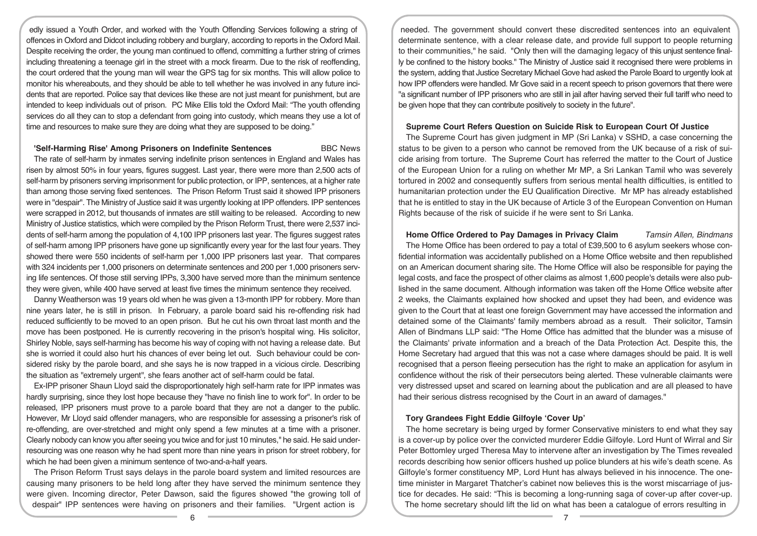edly issued a Youth Order, and worked with the Youth Offending Services following a string of offences in Oxford and Didcot including robbery and burglary, according to reports in the Oxford Mail. Despite receiving the order, the young man continued to offend, committing a further string of crimes including threatening a teenage girl in the street with a mock firearm. Due to the risk of reoffending, the court ordered that the young man will wear the GPS tag for six months. This will allow police to monitor his whereabouts, and they should be able to tell whether he was involved in any future incidents that are reported. Police say that devices like these are not just meant for punishment, but are intended to keep individuals out of prison. PC Mike Ellis told the Oxford Mail: "The youth offending services do all they can to stop a defendant from going into custody, which means they use a lot of time and resources to make sure they are doing what they are supposed to be doing."

### 'Self-Harming Rise' Among Prisoners on Indefinite Sentences — BBC News

The rate of self-harm by inmates serving indefinite prison sentences in England and Wales has risen by almost 50% in four years, figures suggest. Last year, there were more than 2,500 acts of self-harm by prisoners serving imprisonment for public protection, or IPP, sentences, at a higher rate than among those serving fixed sentences. The Prison Reform Trust said it showed IPP prisoners were in "despair". The Ministry of Justice said it was urgently looking at IPP offenders. IPP sentences were scrapped in 2012, but thousands of inmates are still waiting to be released. According to new Ministry of Justice statistics, which were compiled by the Prison Reform Trust, there were 2,537 incidents of self-harm among the population of 4,100 IPP prisoners last year. The figures suggest rates of self-harm among IPP prisoners have gone up significantly every year for the last four years. They showed there were 550 incidents of self-harm per 1,000 IPP prisoners last year. That compares with 324 incidents per 1,000 prisoners on determinate sentences and 200 per 1,000 prisoners serving life sentences. Of those still serving IPPs, 3,300 have served more than the minimum sentence they were given, while 400 have served at least five times the minimum sentence they received.

Danny Weatherson was 19 years old when he was given a 13-month IPP for robbery. More than nine years later, he is still in prison. In February, a parole board said his re-offending risk had reduced sufficiently to be moved to an open prison. But he cut his own throat last month and the move has been postponed. He is currently recovering in the prison's hospital wing. His solicitor, Shirley Noble, says self-harming has become his way of coping with not having a release date. But she is worried it could also hurt his chances of ever being let out. Such behaviour could be considered risky by the parole board, and she says he is now trapped in a vicious circle. Describing the situation as "extremely urgent", she fears another act of self-harm could be fatal.

Ex-IPP prisoner Shaun Lloyd said the disproportionately high self-harm rate for IPP inmates was hardly surprising, since they lost hope because they "have no finish line to work for". In order to be released, IPP prisoners must prove to a parole board that they are not a danger to the public. However, Mr Lloyd said offender managers, who are responsible for assessing a prisoner's risk of re-offending, are over-stretched and might only spend a few minutes at a time with a prisoner. Clearly nobody can know you after seeing you twice and for just 10 minutes," he said. He said under-resourcing was one reason why he had spent more than nine years in prison for street robbery, for which he had been given a minimum sentence of two-and-a-half years.

The Prison Reform Trust says delays in the parole board system and limited resources are causing many prisoners to be held long after they have served the minimum sentence they were given. Incoming director, Peter Dawson, said the figures showed "the growing toll of despair" IPP sentences were having on prisoners and their families. "Urgent action is needed. The government should convert these discredited sentences into an equivalent determinate sentence, with a clear release date, and provide full support to people returning to their communities," he said. "Only then will the damaging legacy of this unjust sentence finally be confined to the history books." The Ministry of Justice said it recognised there were problems in the system, adding that Justice Secretary Michael Gove had asked the Parole Board to urgently look at how IPP offenders were handled. Mr Gove said in a recent speech to prison governors that there were "a significant number of IPP prisoners who are still in jail after having served their full tariff who need to be given hope that they can contribute positively to society in the future".

### Supreme Court Refers Question on Suicide Risk to European Court Of Justice

The Supreme Court has given judgment in MP (Sri Lanka) v SSHD, a case concerning the status to be given to a person who cannot be removed from the UK because of a risk of suicide arising from torture. The Supreme Court has referred the matter to the Court of Justice of the European Union for a ruling on whether Mr MP, a Sri Lankan Tamil who was severely tortured in 2002 and consequently suffers from serious mental health difficulties, is entitled to humanitarian protection under the EU Qualification Directive. Mr MP has already established that he is entitled to stay in the UK because of Article 3 of the European Convention on Human Rights because of the risk of suicide if he were sent to Sri Lanka.

### Home Office Ordered to Pay Damages in Privacy Claim — *Tamsin Allen, Bindmans*

The Home Office has been ordered to pay a total of £39,500 to 6 asylum seekers whose confidential information was accidentally published on a Home Office website and then republished on an American document sharing site. The Home Office will also be responsible for paying the legal costs, and face the prospect of other claims as almost 1,600 people's details were also published in the same document. Although information was taken off the Home Office website after 2 weeks, the Claimants explained how shocked and upset they had been, and evidence was given to the Court that at least one foreign Government may have accessed the information and detained some of the Claimants' family members abroad as a result. Their solicitor, Tamsin Allen of Bindmans LLP said: "The Home Office has admitted that the blunder was a misuse of the Claimants' private information and a breach of the Data Protection Act. Despite this, the Home Secretary had argued that this was not a case where damages should be paid. It is well recognised that a person fleeing persecution has the right to make an application for asylum in confidence without the risk of their persecutors being alerted. These vulnerable claimants were very distressed upset and scared on learning about the publication and are all pleased to have had their serious distress recognised by the Court in an award of damages."

### Tory Grandees Fight Eddie Gilfoyle 'Cover Up'

The home secretary is being urged by former Conservative ministers to end what they say is a cover-up by police over the convicted murderer Eddie Gilfoyle. Lord Hunt of Wirral and Sir Peter Bottomley urged Theresa May to intervene after an investigation by The Times revealed records describing how senior officers hushed up police blunders at his wife's death scene. As Gilfoyle's former constituency MP, Lord Hunt has always believed in his innocence. The one-time minister in Margaret Thatcher's cabinet now believes this is the worst miscarriage of justice for decades. He said: "This is becoming a long-running saga of cover-up after cover-up. The home secretary should lift the lid on what has been a catalogue of errors resulting in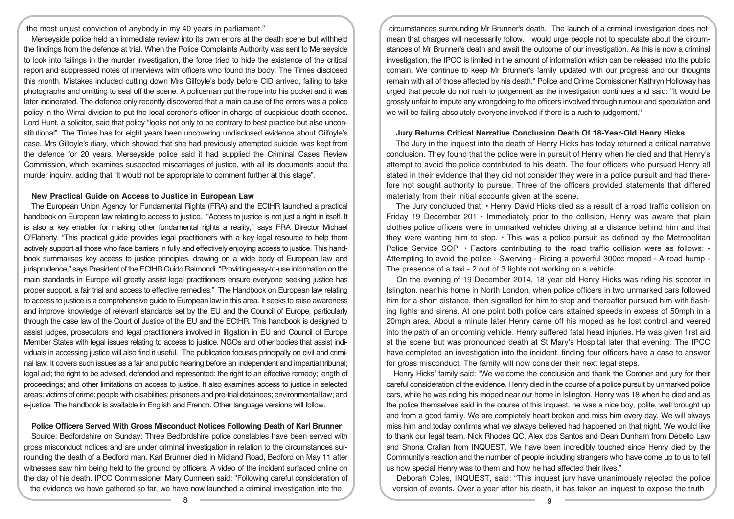the most unjust conviction of anybody in my 40 years in parliament."

Merseyside police held an immediate review into its own errors at the death scene but withheld the findings from the defence at trial. When the Police Complaints Authority was sent to Merseyside to look into failings in the murder investigation, the force tried to hide the existence of the critical report and suppressed notes of interviews with officers who found the body, The Times disclosed this month. Mistakes included cutting down Mrs Gilfoyle's body before CID arrived, failing to take photographs and omitting to seal off the scene. A policeman put the rope into his pocket and it was later incinerated. The defence only recently discovered that a main cause of the errors was a police policy in the Wirral division to put the local coroner's officer in charge of suspicious death scenes. Lord Hunt, a solicitor, said that policy "looks not only to be contrary to best practice but also unconstitutional". The Times has for eight years been uncovering undisclosed evidence about Gilfoyle's case. Mrs Gilfoyle's diary, which showed that she had previously attempted suicide, was kept from the defence for 20 years. Merseyside police said it had supplied the Criminal Cases Review Commission, which examines suspected miscarriages of justice, with all its documents about the murder inquiry, adding that "it would not be appropriate to comment further at this stage".

### New Practical Guide on Access to Justice in European Law

The European Union Agency for Fundamental Rights (FRA) and the ECtHR launched a practical handbook on European law relating to access to justice. "Access to justice is not just a right in itself. It is also a key enabler for making other fundamental rights a reality," says FRA Director Michael O'Flaherty. "This practical guide provides legal practitioners with a key legal resource to help them actively support all those who face barriers in fully and effectively enjoying access to justice. This handbook summarises key access to justice principles, drawing on a wide body of European law and jurisprudence," says President of the ECtHR Guido Raimondi. "Providing easy-to-use information on the main standards in Europe will greatly assist legal practitioners ensure everyone seeking justice has proper support, a fair trial and access to effective remedies." The Handbook on European law relating to access to justice is a comprehensive guide to European law in this area. It seeks to raise awareness and improve knowledge of relevant standards set by the EU and the Council of Europe, particularly through the case law of the Court of Justice of the EU and the ECtHR. This handbook is designed to assist judges, prosecutors and legal practitioners involved in litigation in EU and Council of Europe Member States with legal issues relating to access to justice. NGOs and other bodies that assist individuals in accessing justice will also find it useful. The publication focuses principally on civil and criminal law. It covers such issues as a fair and public hearing before an independent and impartial tribunal; legal aid; the right to be advised, defended and represented; the right to an effective remedy; length of proceedings; and other limitations on access to justice. It also examines access to justice in selected areas: victims of crime; people with disabilities; prisoners and pre-trial detainees; environmental law; and e-justice. The handbook is available in English and French. Other language versions will follow.

### Police Officers Served With Gross Misconduct Notices Following Death of Karl Brunner

Source: Bedfordshire on Sunday: Three Bedfordshire police constables have been served with gross misconduct notices and are under criminal investigation in relation to the circumstances surrounding the death of a Bedford man. Karl Brunner died in Midland Road, Bedford on May 11 after witnesses saw him being held to the ground by officers. A video of the incident surfaced online on the day of his death. IPCC Commissioner Mary Cunneen said: "Following careful consideration of the evidence we have gathered so far, we have now launched a criminal investigation into the circumstances surrounding Mr Brunner's death. The launch of a criminal investigation does not mean that charges will necessarily follow. I would urge people not to speculate about the circumstances of Mr Brunner's death and await the outcome of our investigation. As this is now a criminal investigation, the IPCC is limited in the amount of information which can be released into the public domain. We continue to keep Mr Brunner's family updated with our progress and our thoughts remain with all of those affected by his death." Police and Crime Comissioner Kathryn Holloway has urged that people do not rush to judgement as the investigation continues and said: "It would be grossly unfair to impute any wrongdoing to the officers involved through rumour and speculation and we will be failing absolutely everyone involved if there is a rush to judgement."

### Jury Returns Critical Narrative Conclusion Death Of 18-Year-Old Henry Hicks

The Jury in the inquest into the death of Henry Hicks has today returned a critical narrative conclusion. They found that the police were in pursuit of Henry when he died and that Henry's attempt to avoid the police contributed to his death. The four officers who pursued Henry all stated in their evidence that they did not consider they were in a police pursuit and had therefore not sought authority to pursue. Three of the officers provided statements that differed materially from their initial accounts given at the scene.

The Jury concluded that: • Henry David Hicks died as a result of a road traffic collision on Friday 19 December 201 • Immediately prior to the collision, Henry was aware that plain clothes police officers were in unmarked vehicles driving at a distance behind him and that they were wanting him to stop. • This was a police pursuit as defined by the Metropolitan Police Service SOP. • Factors contributing to the road traffic collision were as follows: - Attempting to avoid the police - Swerving - Riding a powerful 300cc moped - A road hump - The presence of a taxi - 2 out of 3 lights not working on a vehicle

On the evening of 19 December 2014, 18 year old Henry Hicks was riding his scooter in Islington, near his home in North London, when police officers in two unmarked cars followed him for a short distance, then signalled for him to stop and thereafter pursued him with flashing lights and sirens. At one point both police cars attained speeds in excess of 50mph in a 20mph area. About a minute later Henry came off his moped as he lost control and veered into the path of an oncoming vehicle. Henry suffered fatal head injuries. He was given first aid at the scene but was pronounced death at St Mary's Hospital later that evening. The IPCC have completed an investigation into the incident, finding four officers have a case to answer for gross misconduct. The family will now consider their next legal steps.

Henry Hicks' family said: "We welcome the conclusion and thank the Coroner and jury for their careful consideration of the evidence. Henry died in the course of a police pursuit by unmarked police cars, while he was riding his moped near our home in Islington. Henry was 18 when he died and as the police themselves said in the course of this inquest, he was a nice boy, polite, well brought up and from a good family. We are completely heart broken and miss him every day. We will always miss him and today confirms what we always believed had happened on that night. We would like to thank our legal team, Nick Rhodes QC, Alex dos Santos and Dean Dunham from Debello Law and Shona Crallan from INQUEST. We have been incredibly touched since Henry died by the Community's reaction and the number of people including strangers who have come up to us to tell us how special Henry was to them and how he had affected their lives."

Deborah Coles, INQUEST, said: "This inquest jury have unanimously rejected the police version of events. Over a year after his death, it has taken an inquest to expose the truth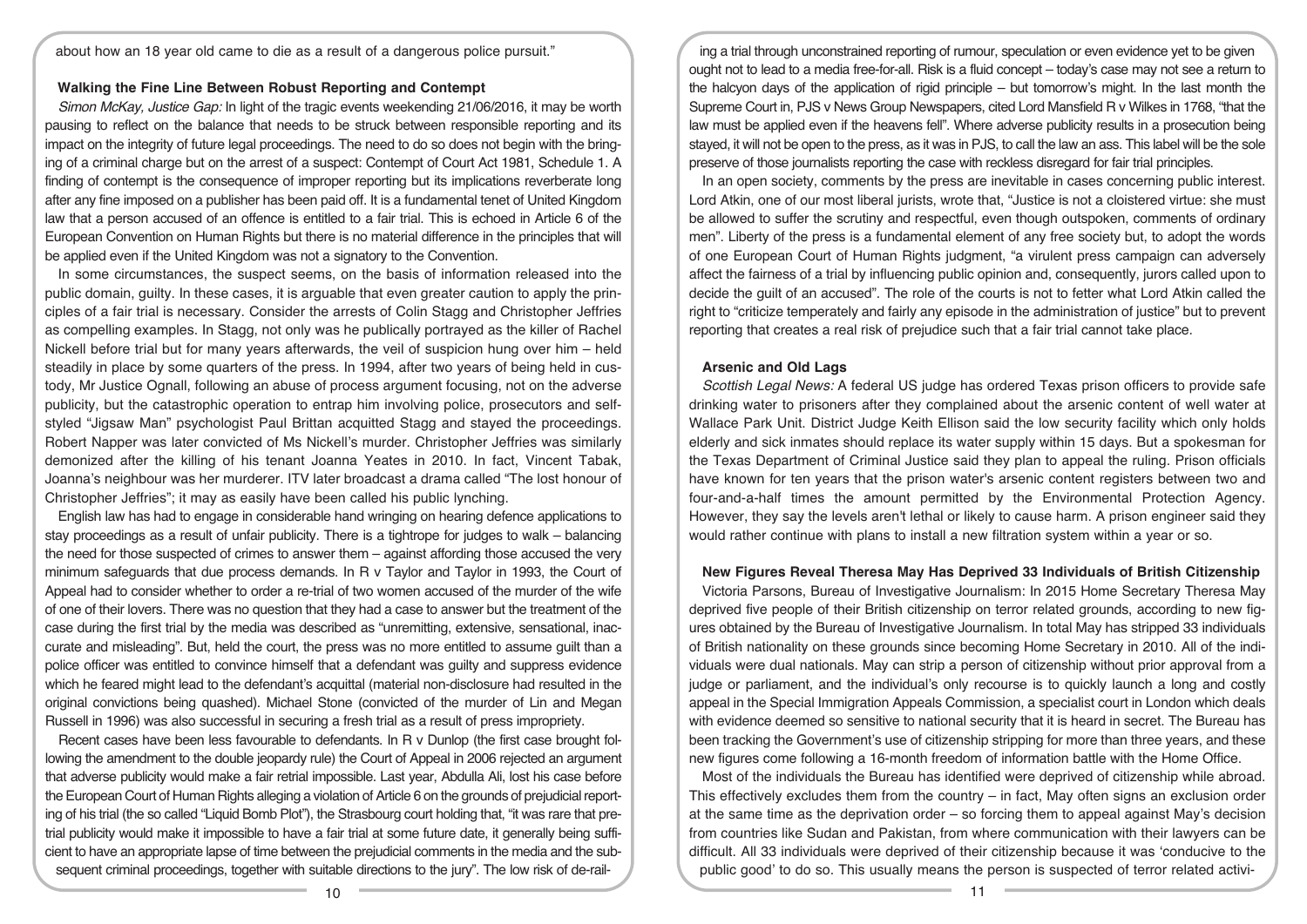about how an 18 year old came to die as a result of a dangerous police pursuit."

**Walking the Fine Line Between Robust Reporting and Contempt**

*Simon McKay, Justice Gap:* In light of the tragic events weekending 21/06/2016, it may be worth pausing to reflect on the balance that needs to be struck between responsible reporting and its impact on the integrity of future legal proceedings. The need to do so does not begin with the bringing of a criminal charge but on the arrest of a suspect: Contempt of Court Act 1981, Schedule 1. A finding of contempt is the consequence of improper reporting but its implications reverberate long after any fine imposed on a publisher has been paid off. It is a fundamental tenet of United Kingdom law that a person accused of an offence is entitled to a fair trial. This is echoed in Article 6 of the European Convention on Human Rights but there is no material difference in the principles that will be applied even if the United Kingdom was not a signatory to the Convention.

In some circumstances, the suspect seems, on the basis of information released into the public domain, guilty. In these cases, it is arguable that even greater caution to apply the principles of a fair trial is necessary. Consider the arrests of Colin Stagg and Christopher Jeffries as compelling examples. In Stagg, not only was he publically portrayed as the killer of Rachel Nickell before trial but for many years afterwards, the veil of suspicion hung over him – held steadily in place by some quarters of the press. In 1994, after two years of being held in custody, Mr Justice Ognall, following an abuse of process argument focusing, not on the adverse publicity, but the catastrophic operation to entrap him involving police, prosecutors and self-styled "Jigsaw Man" psychologist Paul Brittan acquitted Stagg and stayed the proceedings. Robert Napper was later convicted of Ms Nickell's murder. Christopher Jeffries was similarly demonized after the killing of his tenant Joanna Yeates in 2010. In fact, Vincent Tabak, Joanna's neighbour was her murderer. ITV later broadcast a drama called "The lost honour of Christopher Jeffries"; it may as easily have been called his public lynching.

English law has had to engage in considerable hand wringing on hearing defence applications to stay proceedings as a result of unfair publicity. There is a tightrope for judges to walk – balancing the need for those suspected of crimes to answer them – against affording those accused the very minimum safeguards that due process demands. In R v Taylor and Taylor in 1993, the Court of Appeal had to consider whether to order a re-trial of two women accused of the murder of the wife of one of their lovers. There was no question that they had a case to answer but the treatment of the case during the first trial by the media was described as "unremitting, extensive, sensational, inaccurate and misleading". But, held the court, the press was no more entitled to assume guilt than a police officer was entitled to convince himself that a defendant was guilty and suppress evidence which he feared might lead to the defendant's acquittal (material non-disclosure had resulted in the original convictions being quashed). Michael Stone (convicted of the murder of Lin and Megan Russell in 1996) was also successful in securing a fresh trial as a result of press impropriety.

Recent cases have been less favourable to defendants. In R v Dunlop (the first case brought following the amendment to the double jeopardy rule) the Court of Appeal in 2006 rejected an argument that adverse publicity would make a fair retrial impossible. Last year, Abdulla Ali, lost his case before the European Court of Human Rights alleging a violation of Article 6 on the grounds of prejudicial reporting of his trial (the so called "Liquid Bomb Plot"), the Strasbourg court holding that, "it was rare that pre-trial publicity would make it impossible to have a fair trial at some future date, it generally being sufficient to have an appropriate lapse of time between the prejudicial comments in the media and the subsequent criminal proceedings, together with suitable directions to the jury". The low risk of de-railing a trial through unconstrained reporting of rumour, speculation or even evidence yet to be given ought not to lead to a media free-for-all. Risk is a fluid concept – today's case may not see a return to the halcyon days of the application of rigid principle – but tomorrow's might. In the last month the Supreme Court in, PJS v News Group Newspapers, cited Lord Mansfield R v Wilkes in 1768, "that the law must be applied even if the heavens fell". Where adverse publicity results in a prosecution being stayed, it will not be open to the press, as it was in PJS, to call the law an ass. This label will be the sole preserve of those journalists reporting the case with reckless disregard for fair trial principles.

In an open society, comments by the press are inevitable in cases concerning public interest. Lord Atkin, one of our most liberal jurists, wrote that, "Justice is not a cloistered virtue: she must be allowed to suffer the scrutiny and respectful, even though outspoken, comments of ordinary men". Liberty of the press is a fundamental element of any free society but, to adopt the words of one European Court of Human Rights judgment, "a virulent press campaign can adversely affect the fairness of a trial by influencing public opinion and, consequently, jurors called upon to decide the guilt of an accused". The role of the courts is not to fetter what Lord Atkin called the right to "criticize temperately and fairly any episode in the administration of justice" but to prevent reporting that creates a real risk of prejudice such that a fair trial cannot take place.

**Arsenic and Old Lags**

*Scottish Legal News:* A federal US judge has ordered Texas prison officers to provide safe drinking water to prisoners after they complained about the arsenic content of well water at Wallace Park Unit. District Judge Keith Ellison said the low security facility which only holds elderly and sick inmates should replace its water supply within 15 days. But a spokesman for the Texas Department of Criminal Justice said they plan to appeal the ruling. Prison officials have known for ten years that the prison water's arsenic content registers between two and four-and-a-half times the amount permitted by the Environmental Protection Agency. However, they say the levels aren't lethal or likely to cause harm. A prison engineer said they would rather continue with plans to install a new filtration system within a year or so.

**New Figures Reveal Theresa May Has Deprived 33 Individuals of British Citizenship**

Victoria Parsons, Bureau of Investigative Journalism: In 2015 Home Secretary Theresa May deprived five people of their British citizenship on terror related grounds, according to new figures obtained by the Bureau of Investigative Journalism. In total May has stripped 33 individuals of British nationality on these grounds since becoming Home Secretary in 2010. All of the individuals were dual nationals. May can strip a person of citizenship without prior approval from a judge or parliament, and the individual's only recourse is to quickly launch a long and costly appeal in the Special Immigration Appeals Commission, a specialist court in London which deals with evidence deemed so sensitive to national security that it is heard in secret. The Bureau has been tracking the Government's use of citizenship stripping for more than three years, and these new figures come following a 16-month freedom of information battle with the Home Office.

Most of the individuals the Bureau has identified were deprived of citizenship while abroad. This effectively excludes them from the country – in fact, May often signs an exclusion order at the same time as the deprivation order – so forcing them to appeal against May's decision from countries like Sudan and Pakistan, from where communication with their lawyers can be difficult. All 33 individuals were deprived of their citizenship because it was 'conducive to the public good' to do so. This usually means the person is suspected of terror related activi-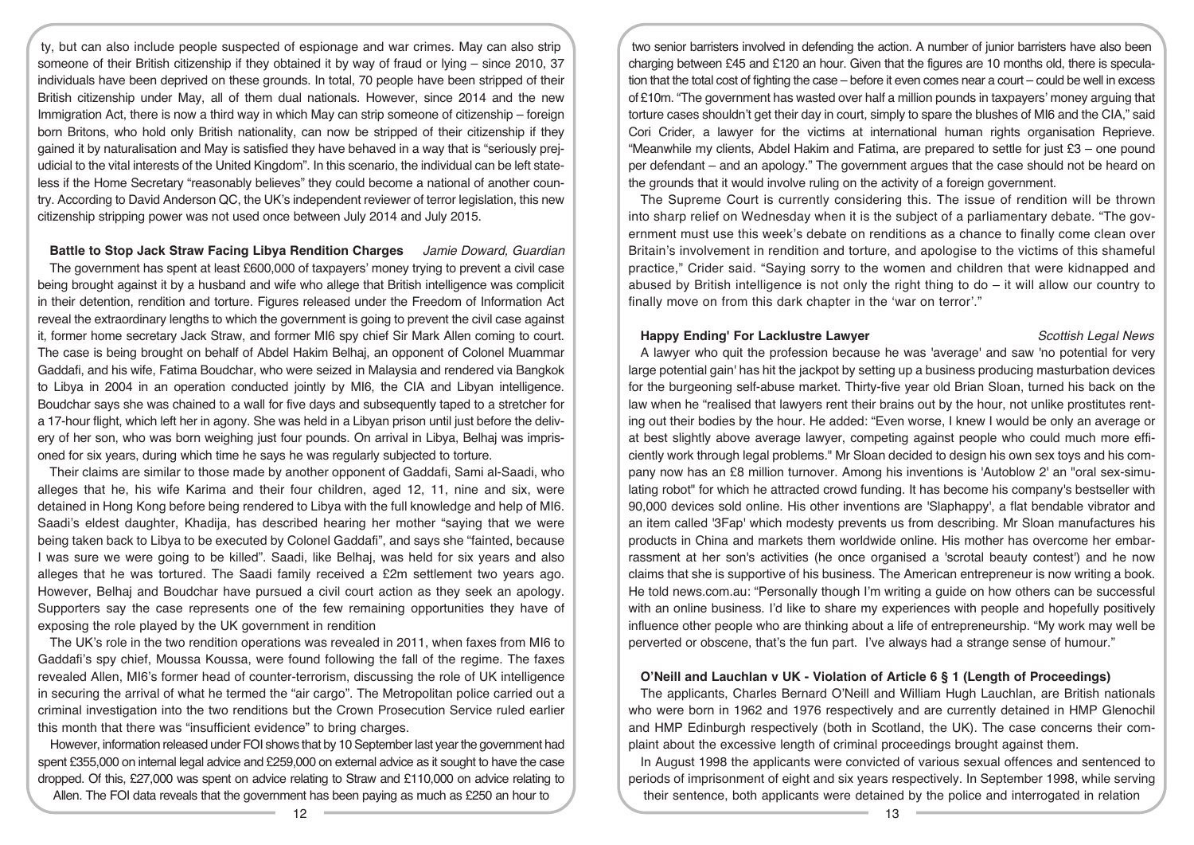ty, but can also include people suspected of espionage and war crimes. May can also strip someone of their British citizenship if they obtained it by way of fraud or lying – since 2010, 37 individuals have been deprived on these grounds. In total, 70 people have been stripped of their British citizenship under May, all of them dual nationals. However, since 2014 and the new Immigration Act, there is now a third way in which May can strip someone of citizenship – foreign born Britons, who hold only British nationality, can now be stripped of their citizenship if they gained it by naturalisation and May is satisfied they have behaved in a way that is "seriously prejudicial to the vital interests of the United Kingdom". In this scenario, the individual can be left stateless if the Home Secretary "reasonably believes" they could become a national of another country. According to David Anderson QC, the UK's independent reviewer of terror legislation, this new citizenship stripping power was not used once between July 2014 and July 2015.

### Battle to Stop Jack Straw Facing Libya Rendition Charges *Jamie Doward, Guardian*

The government has spent at least £600,000 of taxpayers' money trying to prevent a civil case being brought against it by a husband and wife who allege that British intelligence was complicit in their detention, rendition and torture. Figures released under the Freedom of Information Act reveal the extraordinary lengths to which the government is going to prevent the civil case against it, former home secretary Jack Straw, and former MI6 spy chief Sir Mark Allen coming to court. The case is being brought on behalf of Abdel Hakim Belhaj, an opponent of Colonel Muammar Gaddafi, and his wife, Fatima Boudchar, who were seized in Malaysia and rendered via Bangkok to Libya in 2004 in an operation conducted jointly by MI6, the CIA and Libyan intelligence. Boudchar says she was chained to a wall for five days and subsequently taped to a stretcher for a 17-hour flight, which left her in agony. She was held in a Libyan prison until just before the delivery of her son, who was born weighing just four pounds. On arrival in Libya, Belhaj was imprisoned for six years, during which time he says he was regularly subjected to torture.

Their claims are similar to those made by another opponent of Gaddafi, Sami al-Saadi, who alleges that he, his wife Karima and their four children, aged 12, 11, nine and six, were detained in Hong Kong before being rendered to Libya with the full knowledge and help of MI6. Saadi's eldest daughter, Khadija, has described hearing her mother "saying that we were being taken back to Libya to be executed by Colonel Gaddafi", and says she "fainted, because I was sure we were going to be killed". Saadi, like Belhaj, was held for six years and also alleges that he was tortured. The Saadi family received a £2m settlement two years ago. However, Belhaj and Boudchar have pursued a civil court action as they seek an apology. Supporters say the case represents one of the few remaining opportunities they have of exposing the role played by the UK government in rendition

The UK's role in the two rendition operations was revealed in 2011, when faxes from MI6 to Gaddafi's spy chief, Moussa Koussa, were found following the fall of the regime. The faxes revealed Allen, MI6's former head of counter-terrorism, discussing the role of UK intelligence in securing the arrival of what he termed the "air cargo". The Metropolitan police carried out a criminal investigation into the two renditions but the Crown Prosecution Service ruled earlier this month that there was "insufficient evidence" to bring charges.

However, information released under FOI shows that by 10 September last year the government had spent £355,000 on internal legal advice and £259,000 on external advice as it sought to have the case dropped. Of this, £27,000 was spent on advice relating to Straw and £110,000 on advice relating to Allen. The FOI data reveals that the government has been paying as much as £250 an hour to two senior barristers involved in defending the action. A number of junior barristers have also been charging between £45 and £120 an hour. Given that the figures are 10 months old, there is speculation that the total cost of fighting the case – before it even comes near a court – could be well in excess of £10m. "The government has wasted over half a million pounds in taxpayers' money arguing that torture cases shouldn't get their day in court, simply to spare the blushes of MI6 and the CIA," said Cori Crider, a lawyer for the victims at international human rights organisation Reprieve. "Meanwhile my clients, Abdel Hakim and Fatima, are prepared to settle for just £3 – one pound per defendant – and an apology." The government argues that the case should not be heard on the grounds that it would involve ruling on the activity of a foreign government.

The Supreme Court is currently considering this. The issue of rendition will be thrown into sharp relief on Wednesday when it is the subject of a parliamentary debate. "The government must use this week's debate on renditions as a chance to finally come clean over Britain's involvement in rendition and torture, and apologise to the victims of this shameful practice," Crider said. "Saying sorry to the women and children that were kidnapped and abused by British intelligence is not only the right thing to do – it will allow our country to finally move on from this dark chapter in the 'war on terror'."

### Happy Ending' For Lacklustre Lawyer *Scottish Legal News*

A lawyer who quit the profession because he was 'average' and saw 'no potential for very large potential gain' has hit the jackpot by setting up a business producing masturbation devices for the burgeoning self-abuse market. Thirty-five year old Brian Sloan, turned his back on the law when he "realised that lawyers rent their brains out by the hour, not unlike prostitutes renting out their bodies by the hour. He added: "Even worse, I knew I would be only an average or at best slightly above average lawyer, competing against people who could much more efficiently work through legal problems." Mr Sloan decided to design his own sex toys and his company now has an £8 million turnover. Among his inventions is 'Autoblow 2' an "oral sex-simulating robot" for which he attracted crowd funding. It has become his company's bestseller with 90,000 devices sold online. His other inventions are 'Slaphappy', a flat bendable vibrator and an item called '3Fap' which modesty prevents us from describing. Mr Sloan manufactures his products in China and markets them worldwide online. His mother has overcome her embarrassment at her son's activities (he once organised a 'scrotal beauty contest') and he now claims that she is supportive of his business. The American entrepreneur is now writing a book. He told news.com.au: "Personally though I'm writing a guide on how others can be successful with an online business. I'd like to share my experiences with people and hopefully positively influence other people who are thinking about a life of entrepreneurship. "My work may well be perverted or obscene, that's the fun part. I've always had a strange sense of humour."

### O'Neill and Lauchlan v UK - Violation of Article 6 § 1 (Length of Proceedings)

The applicants, Charles Bernard O'Neill and William Hugh Lauchlan, are British nationals who were born in 1962 and 1976 respectively and are currently detained in HMP Glenochil and HMP Edinburgh respectively (both in Scotland, the UK). The case concerns their complaint about the excessive length of criminal proceedings brought against them.

In August 1998 the applicants were convicted of various sexual offences and sentenced to periods of imprisonment of eight and six years respectively. In September 1998, while serving their sentence, both applicants were detained by the police and interrogated in relation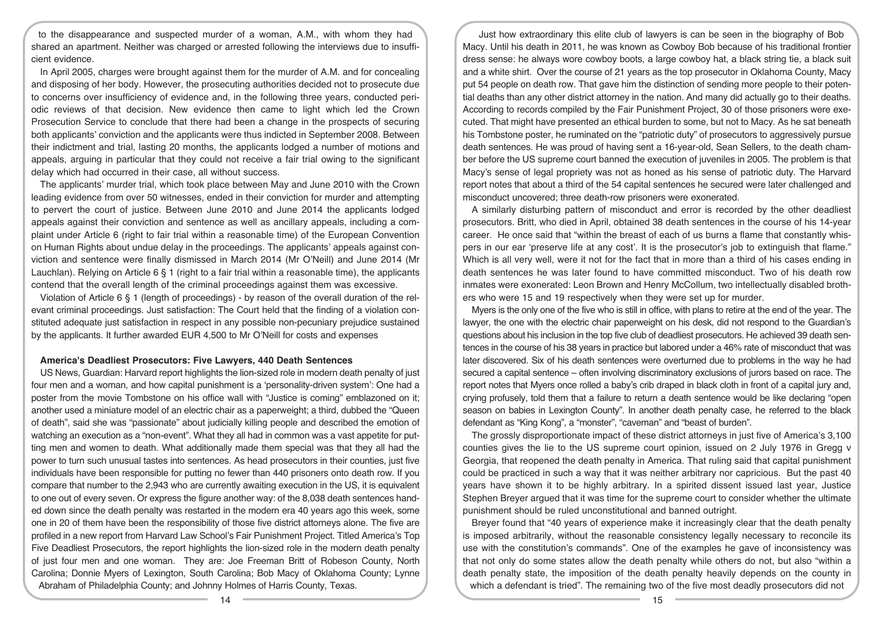to the disappearance and suspected murder of a woman, A.M., with whom they had shared an apartment. Neither was charged or arrested following the interviews due to insufficient evidence.

In April 2005, charges were brought against them for the murder of A.M. and for concealing and disposing of her body. However, the prosecuting authorities decided not to prosecute due to concerns over insufficiency of evidence and, in the following three years, conducted periodic reviews of that decision. New evidence then came to light which led the Crown Prosecution Service to conclude that there had been a change in the prospects of securing both applicants' conviction and the applicants were thus indicted in September 2008. Between their indictment and trial, lasting 20 months, the applicants lodged a number of motions and appeals, arguing in particular that they could not receive a fair trial owing to the significant delay which had occurred in their case, all without success.

The applicants' murder trial, which took place between May and June 2010 with the Crown leading evidence from over 50 witnesses, ended in their conviction for murder and attempting to pervert the court of justice. Between June 2010 and June 2014 the applicants lodged appeals against their conviction and sentence as well as ancillary appeals, including a complaint under Article 6 (right to fair trial within a reasonable time) of the European Convention on Human Rights about undue delay in the proceedings. The applicants' appeals against conviction and sentence were finally dismissed in March 2014 (Mr O'Neill) and June 2014 (Mr Lauchlan). Relying on Article 6 § 1 (right to a fair trial within a reasonable time), the applicants contend that the overall length of the criminal proceedings against them was excessive.

Violation of Article 6 § 1 (length of proceedings) - by reason of the overall duration of the relevant criminal proceedings. Just satisfaction: The Court held that the finding of a violation constituted adequate just satisfaction in respect in any possible non-pecuniary prejudice sustained by the applicants. It further awarded EUR 4,500 to Mr O'Neill for costs and expenses

**America's Deadliest Prosecutors: Five Lawyers, 440 Death Sentences**

US News, Guardian: Harvard report highlights the lion-sized role in modern death penalty of just four men and a woman, and how capital punishment is a 'personality-driven system': One had a poster from the movie Tombstone on his office wall with "Justice is coming" emblazoned on it; another used a miniature model of an electric chair as a paperweight; a third, dubbed the "Queen of death", said she was "passionate" about judicially killing people and described the emotion of watching an execution as a "non-event". What they all had in common was a vast appetite for putting men and women to death. What additionally made them special was that they all had the power to turn such unusual tastes into sentences. As head prosecutors in their counties, just five individuals have been responsible for putting no fewer than 440 prisoners onto death row. If you compare that number to the 2,943 who are currently awaiting execution in the US, it is equivalent to one out of every seven. Or express the figure another way: of the 8,038 death sentences handed down since the death penalty was restarted in the modern era 40 years ago this week, some one in 20 of them have been the responsibility of those five district attorneys alone. The five are profiled in a new report from Harvard Law School's Fair Punishment Project. Titled America's Top Five Deadliest Prosecutors, the report highlights the lion-sized role in the modern death penalty of just four men and one woman. They are: Joe Freeman Britt of Robeson County, North Carolina; Donnie Myers of Lexington, South Carolina; Bob Macy of Oklahoma County; Lynne Abraham of Philadelphia County; and Johnny Holmes of Harris County, Texas.

Just how extraordinary this elite club of lawyers is can be seen in the biography of Bob Macy. Until his death in 2011, he was known as Cowboy Bob because of his traditional frontier dress sense: he always wore cowboy boots, a large cowboy hat, a black string tie, a black suit and a white shirt. Over the course of 21 years as the top prosecutor in Oklahoma County, Macy put 54 people on death row. That gave him the distinction of sending more people to their potential deaths than any other district attorney in the nation. And many did actually go to their deaths. According to records compiled by the Fair Punishment Project, 30 of those prisoners were executed. That might have presented an ethical burden to some, but not to Macy. As he sat beneath his Tombstone poster, he ruminated on the "patriotic duty" of prosecutors to aggressively pursue death sentences. He was proud of having sent a 16-year-old, Sean Sellers, to the death chamber before the US supreme court banned the execution of juveniles in 2005. The problem is that Macy's sense of legal propriety was not as honed as his sense of patriotic duty. The Harvard report notes that about a third of the 54 capital sentences he secured were later challenged and misconduct uncovered; three death-row prisoners were exonerated.

A similarly disturbing pattern of misconduct and error is recorded by the other deadliest prosecutors. Britt, who died in April, obtained 38 death sentences in the course of his 14-year career. He once said that "within the breast of each of us burns a flame that constantly whispers in our ear 'preserve life at any cost'. It is the prosecutor's job to extinguish that flame." Which is all very well, were it not for the fact that in more than a third of his cases ending in death sentences he was later found to have committed misconduct. Two of his death row inmates were exonerated: Leon Brown and Henry McCollum, two intellectually disabled brothers who were 15 and 19 respectively when they were set up for murder.

Myers is the only one of the five who is still in office, with plans to retire at the end of the year. The lawyer, the one with the electric chair paperweight on his desk, did not respond to the Guardian's questions about his inclusion in the top five club of deadliest prosecutors. He achieved 39 death sentences in the course of his 38 years in practice but labored under a 46% rate of misconduct that was later discovered. Six of his death sentences were overturned due to problems in the way he had secured a capital sentence – often involving discriminatory exclusions of jurors based on race. The report notes that Myers once rolled a baby's crib draped in black cloth in front of a capital jury and, crying profusely, told them that a failure to return a death sentence would be like declaring "open season on babies in Lexington County". In another death penalty case, he referred to the black defendant as "King Kong", a "monster", "caveman" and "beast of burden".

The grossly disproportionate impact of these district attorneys in just five of America's 3,100 counties gives the lie to the US supreme court opinion, issued on 2 July 1976 in Gregg v Georgia, that reopened the death penalty in America. That ruling said that capital punishment could be practiced in such a way that it was neither arbitrary nor capricious. But the past 40 years have shown it to be highly arbitrary. In a spirited dissent issued last year, Justice Stephen Breyer argued that it was time for the supreme court to consider whether the ultimate punishment should be ruled unconstitutional and banned outright.

Breyer found that "40 years of experience make it increasingly clear that the death penalty is imposed arbitrarily, without the reasonable consistency legally necessary to reconcile its use with the constitution's commands". One of the examples he gave of inconsistency was that not only do some states allow the death penalty while others do not, but also "within a death penalty state, the imposition of the death penalty heavily depends on the county in which a defendant is tried". The remaining two of the five most deadly prosecutors did not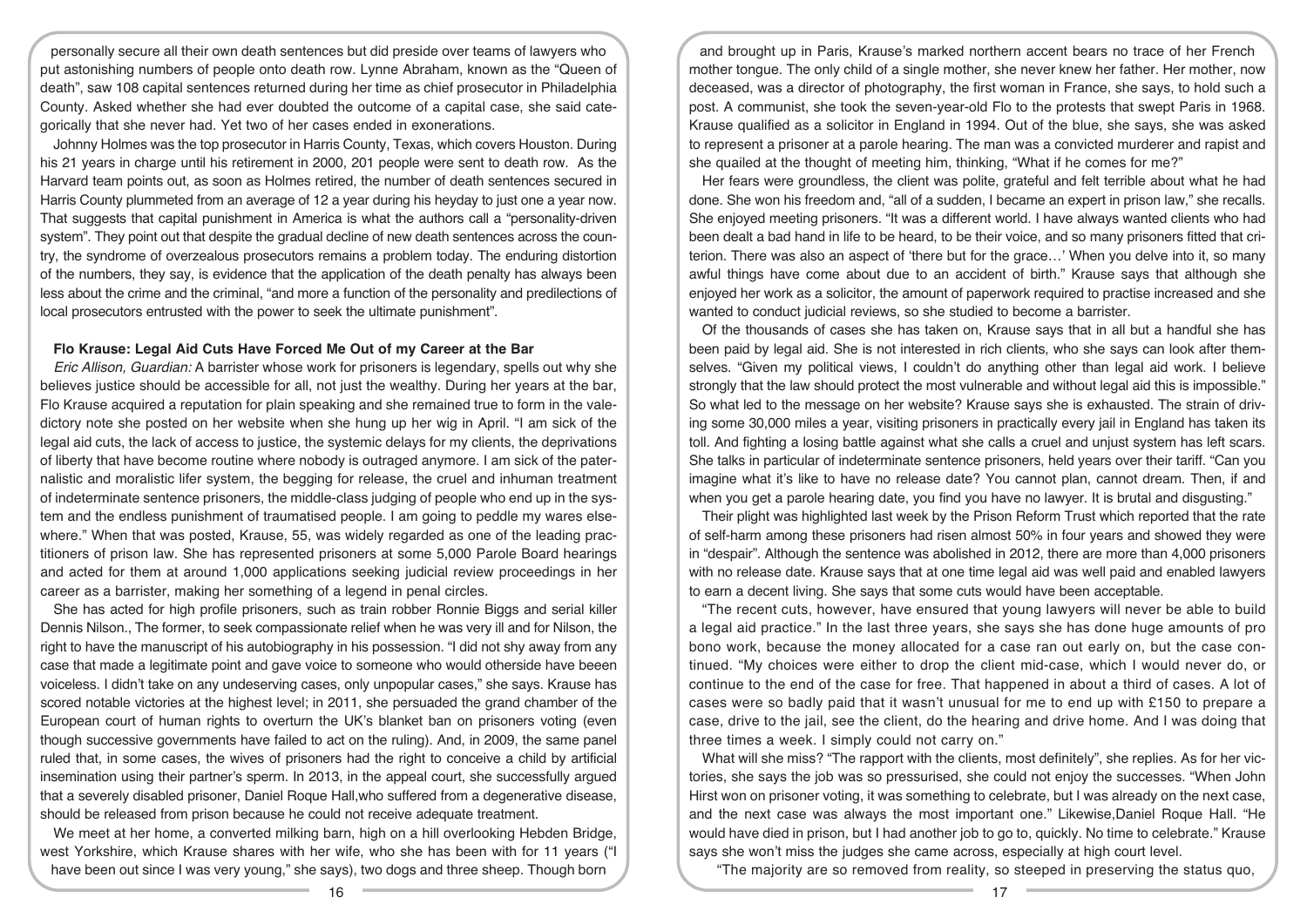personally secure all their own death sentences but did preside over teams of lawyers who put astonishing numbers of people onto death row. Lynne Abraham, known as the "Queen of death", saw 108 capital sentences returned during her time as chief prosecutor in Philadelphia County. Asked whether she had ever doubted the outcome of a capital case, she said categorically that she never had. Yet two of her cases ended in exonerations.

Johnny Holmes was the top prosecutor in Harris County, Texas, which covers Houston. During his 21 years in charge until his retirement in 2000, 201 people were sent to death row. As the Harvard team points out, as soon as Holmes retired, the number of death sentences secured in Harris County plummeted from an average of 12 a year during his heyday to just one a year now. That suggests that capital punishment in America is what the authors call a "personality-driven system". They point out that despite the gradual decline of new death sentences across the country, the syndrome of overzealous prosecutors remains a problem today. The enduring distortion of the numbers, they say, is evidence that the application of the death penalty has always been less about the crime and the criminal, "and more a function of the personality and predilections of local prosecutors entrusted with the power to seek the ultimate punishment".

### Flo Krause: Legal Aid Cuts Have Forced Me Out of my Career at the Bar

*Eric Allison, Guardian:* A barrister whose work for prisoners is legendary, spells out why she believes justice should be accessible for all, not just the wealthy. During her years at the bar, Flo Krause acquired a reputation for plain speaking and she remained true to form in the valedictory note she posted on her website when she hung up her wig in April. "I am sick of the legal aid cuts, the lack of access to justice, the systemic delays for my clients, the deprivations of liberty that have become routine where nobody is outraged anymore. I am sick of the paternalistic and moralistic lifer system, the begging for release, the cruel and inhuman treatment of indeterminate sentence prisoners, the middle-class judging of people who end up in the system and the endless punishment of traumatised people. I am going to peddle my wares elsewhere." When that was posted, Krause, 55, was widely regarded as one of the leading practitioners of prison law. She has represented prisoners at some 5,000 Parole Board hearings and acted for them at around 1,000 applications seeking judicial review proceedings in her career as a barrister, making her something of a legend in penal circles.

She has acted for high profile prisoners, such as train robber Ronnie Biggs and serial killer Dennis Nilson., The former, to seek compassionate relief when he was very ill and for Nilson, the right to have the manuscript of his autobiography in his possession. "I did not shy away from any case that made a legitimate point and gave voice to someone who would otherside have beeen voiceless. I didn't take on any undeserving cases, only unpopular cases," she says. Krause has scored notable victories at the highest level; in 2011, she persuaded the grand chamber of the European court of human rights to overturn the UK's blanket ban on prisoners voting (even though successive governments have failed to act on the ruling). And, in 2009, the same panel ruled that, in some cases, the wives of prisoners had the right to conceive a child by artificial insemination using their partner's sperm. In 2013, in the appeal court, she successfully argued that a severely disabled prisoner, Daniel Roque Hall,who suffered from a degenerative disease, should be released from prison because he could not receive adequate treatment.

We meet at her home, a converted milking barn, high on a hill overlooking Hebden Bridge, west Yorkshire, which Krause shares with her wife, who she has been with for 11 years ("I have been out since I was very young," she says), two dogs and three sheep. Though born and brought up in Paris, Krause's marked northern accent bears no trace of her French mother tongue. The only child of a single mother, she never knew her father. Her mother, now deceased, was a director of photography, the first woman in France, she says, to hold such a post. A communist, she took the seven-year-old Flo to the protests that swept Paris in 1968. Krause qualified as a solicitor in England in 1994. Out of the blue, she says, she was asked to represent a prisoner at a parole hearing. The man was a convicted murderer and rapist and she quailed at the thought of meeting him, thinking, "What if he comes for me?"

Her fears were groundless, the client was polite, grateful and felt terrible about what he had done. She won his freedom and, "all of a sudden, I became an expert in prison law," she recalls. She enjoyed meeting prisoners. "It was a different world. I have always wanted clients who had been dealt a bad hand in life to be heard, to be their voice, and so many prisoners fitted that criterion. There was also an aspect of 'there but for the grace…' When you delve into it, so many awful things have come about due to an accident of birth." Krause says that although she enjoyed her work as a solicitor, the amount of paperwork required to practise increased and she wanted to conduct judicial reviews, so she studied to become a barrister.

Of the thousands of cases she has taken on, Krause says that in all but a handful she has been paid by legal aid. She is not interested in rich clients, who she says can look after themselves. "Given my political views, I couldn't do anything other than legal aid work. I believe strongly that the law should protect the most vulnerable and without legal aid this is impossible." So what led to the message on her website? Krause says she is exhausted. The strain of driving some 30,000 miles a year, visiting prisoners in practically every jail in England has taken its toll. And fighting a losing battle against what she calls a cruel and unjust system has left scars. She talks in particular of indeterminate sentence prisoners, held years over their tariff. "Can you imagine what it's like to have no release date? You cannot plan, cannot dream. Then, if and when you get a parole hearing date, you find you have no lawyer. It is brutal and disgusting."

Their plight was highlighted last week by the Prison Reform Trust which reported that the rate of self-harm among these prisoners had risen almost 50% in four years and showed they were in "despair". Although the sentence was abolished in 2012, there are more than 4,000 prisoners with no release date. Krause says that at one time legal aid was well paid and enabled lawyers to earn a decent living. She says that some cuts would have been acceptable.

"The recent cuts, however, have ensured that young lawyers will never be able to build a legal aid practice." In the last three years, she says she has done huge amounts of pro bono work, because the money allocated for a case ran out early on, but the case continued. "My choices were either to drop the client mid-case, which I would never do, or continue to the end of the case for free. That happened in about a third of cases. A lot of cases were so badly paid that it wasn't unusual for me to end up with £150 to prepare a case, drive to the jail, see the client, do the hearing and drive home. And I was doing that three times a week. I simply could not carry on."

What will she miss? "The rapport with the clients, most definitely", she replies. As for her victories, she says the job was so pressurised, she could not enjoy the successes. "When John Hirst won on prisoner voting, it was something to celebrate, but I was already on the next case, and the next case was always the most important one." Likewise,Daniel Roque Hall. "He would have died in prison, but I had another job to go to, quickly. No time to celebrate." Krause says she won't miss the judges she came across, especially at high court level.

"The majority are so removed from reality, so steeped in preserving the status quo,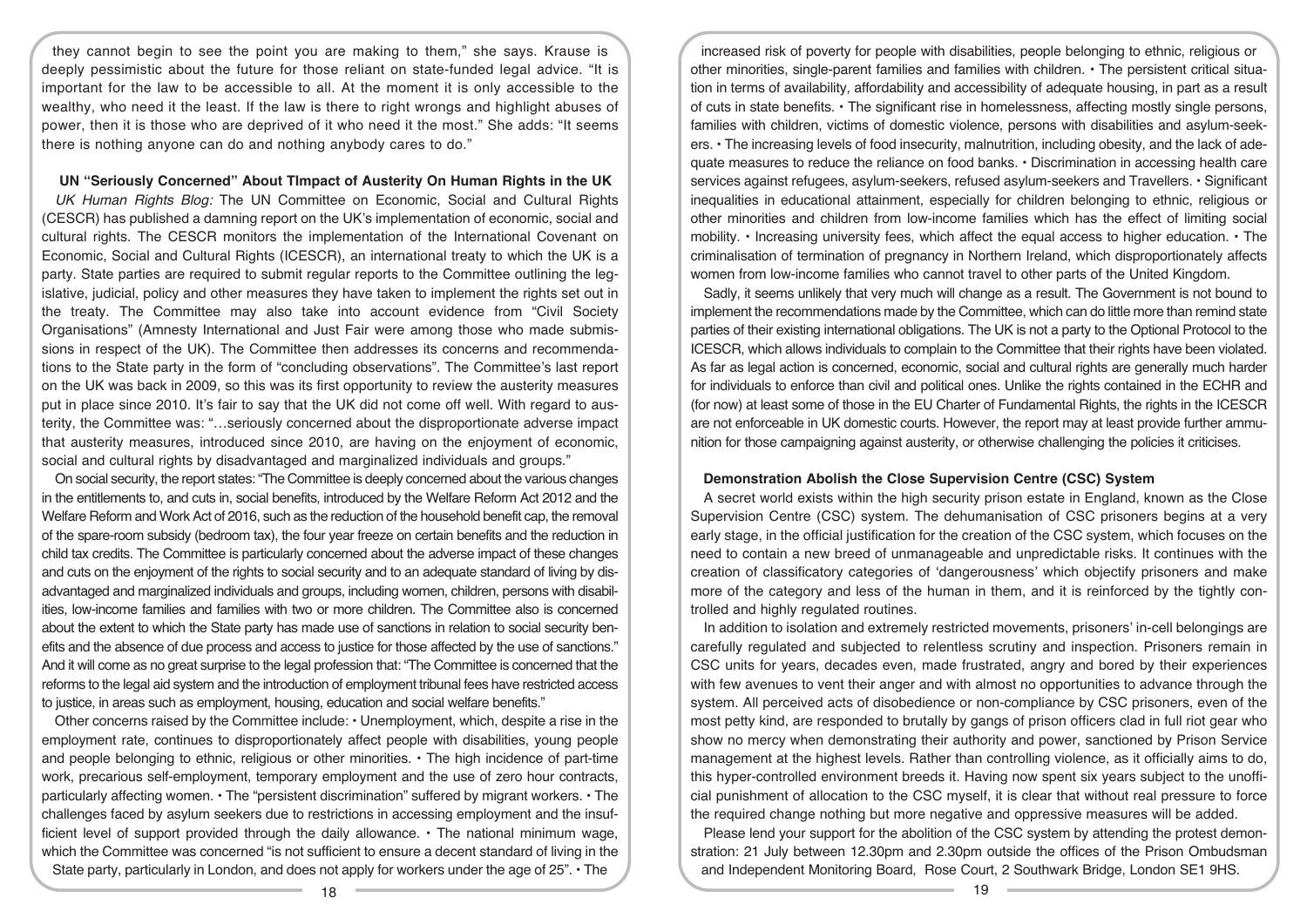they cannot begin to see the point you are making to them," she says. Krause is deeply pessimistic about the future for those reliant on state-funded legal advice. "It is important for the law to be accessible to all. At the moment it is only accessible to the wealthy, who need it the least. If the law is there to right wrongs and highlight abuses of power, then it is those who are deprived of it who need it the most." She adds: "It seems there is nothing anyone can do and nothing anybody cares to do."

### UN "Seriously Concerned" About TImpact of Austerity On Human Rights in the UK

*UK Human Rights Blog:* The UN Committee on Economic, Social and Cultural Rights (CESCR) has published a damning report on the UK's implementation of economic, social and cultural rights. The CESCR monitors the implementation of the International Covenant on Economic, Social and Cultural Rights (ICESCR), an international treaty to which the UK is a party. State parties are required to submit regular reports to the Committee outlining the legislative, judicial, policy and other measures they have taken to implement the rights set out in the treaty. The Committee may also take into account evidence from "Civil Society Organisations" (Amnesty International and Just Fair were among those who made submissions in respect of the UK). The Committee then addresses its concerns and recommendations to the State party in the form of "concluding observations". The Committee's last report on the UK was back in 2009, so this was its first opportunity to review the austerity measures put in place since 2010. It's fair to say that the UK did not come off well. With regard to austerity, the Committee was: "…seriously concerned about the disproportionate adverse impact that austerity measures, introduced since 2010, are having on the enjoyment of economic, social and cultural rights by disadvantaged and marginalized individuals and groups."

On social security, the report states: "The Committee is deeply concerned about the various changes in the entitlements to, and cuts in, social benefits, introduced by the Welfare Reform Act 2012 and the Welfare Reform and Work Act of 2016, such as the reduction of the household benefit cap, the removal of the spare-room subsidy (bedroom tax), the four year freeze on certain benefits and the reduction in child tax credits. The Committee is particularly concerned about the adverse impact of these changes and cuts on the enjoyment of the rights to social security and to an adequate standard of living by disadvantaged and marginalized individuals and groups, including women, children, persons with disabilities, low-income families and families with two or more children. The Committee also is concerned about the extent to which the State party has made use of sanctions in relation to social security benefits and the absence of due process and access to justice for those affected by the use of sanctions." And it will come as no great surprise to the legal profession that: "The Committee is concerned that the reforms to the legal aid system and the introduction of employment tribunal fees have restricted access to justice, in areas such as employment, housing, education and social welfare benefits."

Other concerns raised by the Committee include: • Unemployment, which, despite a rise in the employment rate, continues to disproportionately affect people with disabilities, young people and people belonging to ethnic, religious or other minorities. • The high incidence of part-time work, precarious self-employment, temporary employment and the use of zero hour contracts, particularly affecting women. • The "persistent discrimination" suffered by migrant workers. • The challenges faced by asylum seekers due to restrictions in accessing employment and the insufficient level of support provided through the daily allowance. • The national minimum wage, which the Committee was concerned "is not sufficient to ensure a decent standard of living in the State party, particularly in London, and does not apply for workers under the age of 25". • The increased risk of poverty for people with disabilities, people belonging to ethnic, religious or other minorities, single-parent families and families with children. • The persistent critical situation in terms of availability, affordability and accessibility of adequate housing, in part as a result of cuts in state benefits. • The significant rise in homelessness, affecting mostly single persons, families with children, victims of domestic violence, persons with disabilities and asylum-seekers. • The increasing levels of food insecurity, malnutrition, including obesity, and the lack of adequate measures to reduce the reliance on food banks. • Discrimination in accessing health care services against refugees, asylum-seekers, refused asylum-seekers and Travellers. • Significant inequalities in educational attainment, especially for children belonging to ethnic, religious or other minorities and children from low-income families which has the effect of limiting social mobility. • Increasing university fees, which affect the equal access to higher education. • The criminalisation of termination of pregnancy in Northern Ireland, which disproportionately affects women from low-income families who cannot travel to other parts of the United Kingdom.

Sadly, it seems unlikely that very much will change as a result. The Government is not bound to implement the recommendations made by the Committee, which can do little more than remind state parties of their existing international obligations. The UK is not a party to the Optional Protocol to the ICESCR, which allows individuals to complain to the Committee that their rights have been violated. As far as legal action is concerned, economic, social and cultural rights are generally much harder for individuals to enforce than civil and political ones. Unlike the rights contained in the ECHR and (for now) at least some of those in the EU Charter of Fundamental Rights, the rights in the ICESCR are not enforceable in UK domestic courts. However, the report may at least provide further ammunition for those campaigning against austerity, or otherwise challenging the policies it criticises.

### Demonstration Abolish the Close Supervision Centre (CSC) System

A secret world exists within the high security prison estate in England, known as the Close Supervision Centre (CSC) system. The dehumanisation of CSC prisoners begins at a very early stage, in the official justification for the creation of the CSC system, which focuses on the need to contain a new breed of unmanageable and unpredictable risks. It continues with the creation of classificatory categories of 'dangerousness' which objectify prisoners and make more of the category and less of the human in them, and it is reinforced by the tightly controlled and highly regulated routines.

In addition to isolation and extremely restricted movements, prisoners' in-cell belongings are carefully regulated and subjected to relentless scrutiny and inspection. Prisoners remain in CSC units for years, decades even, made frustrated, angry and bored by their experiences with few avenues to vent their anger and with almost no opportunities to advance through the system. All perceived acts of disobedience or non-compliance by CSC prisoners, even of the most petty kind, are responded to brutally by gangs of prison officers clad in full riot gear who show no mercy when demonstrating their authority and power, sanctioned by Prison Service management at the highest levels. Rather than controlling violence, as it officially aims to do, this hyper-controlled environment breeds it. Having now spent six years subject to the unofficial punishment of allocation to the CSC myself, it is clear that without real pressure to force the required change nothing but more negative and oppressive measures will be added.

Please lend your support for the abolition of the CSC system by attending the protest demonstration: 21 July between 12.30pm and 2.30pm outside the offices of the Prison Ombudsman and Independent Monitoring Board, Rose Court, 2 Southwark Bridge, London SE1 9HS.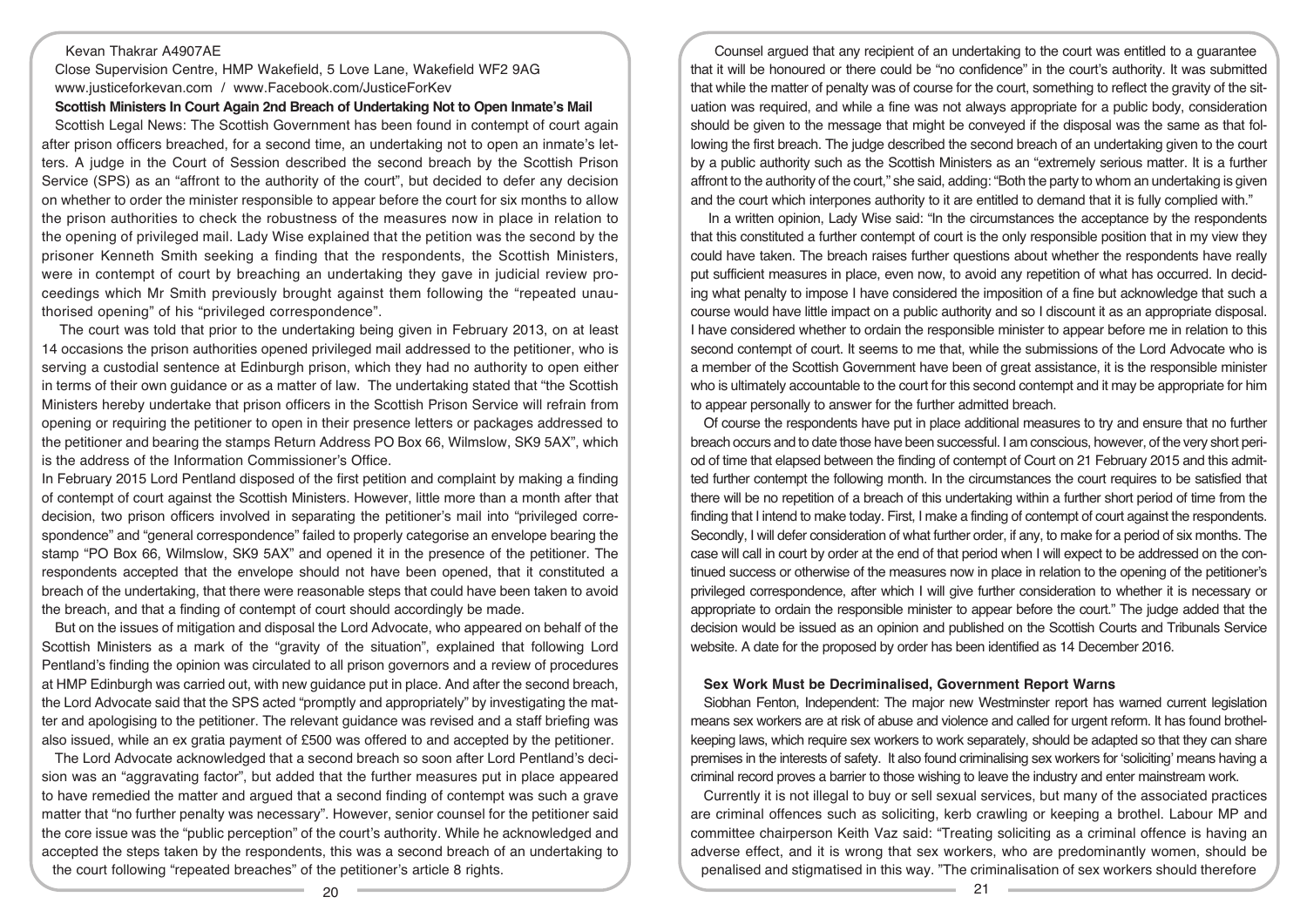Kevan Thakrar A4907AE

Close Supervision Centre, HMP Wakefield, 5 Love Lane, Wakefield WF2 9AG

www.justiceforkevan.com / www.Facebook.com/JusticeForKev

**Scottish Ministers In Court Again 2nd Breach of Undertaking Not to Open Inmate's Mail**

Scottish Legal News: The Scottish Government has been found in contempt of court again after prison officers breached, for a second time, an undertaking not to open an inmate's letters. A judge in the Court of Session described the second breach by the Scottish Prison Service (SPS) as an "affront to the authority of the court", but decided to defer any decision on whether to order the minister responsible to appear before the court for six months to allow the prison authorities to check the robustness of the measures now in place in relation to the opening of privileged mail. Lady Wise explained that the petition was the second by the prisoner Kenneth Smith seeking a finding that the respondents, the Scottish Ministers, were in contempt of court by breaching an undertaking they gave in judicial review proceedings which Mr Smith previously brought against them following the "repeated unauthorised opening" of his "privileged correspondence".

The court was told that prior to the undertaking being given in February 2013, on at least 14 occasions the prison authorities opened privileged mail addressed to the petitioner, who is serving a custodial sentence at Edinburgh prison, which they had no authority to open either in terms of their own guidance or as a matter of law. The undertaking stated that "the Scottish Ministers hereby undertake that prison officers in the Scottish Prison Service will refrain from opening or requiring the petitioner to open in their presence letters or packages addressed to the petitioner and bearing the stamps Return Address PO Box 66, Wilmslow, SK9 5AX", which is the address of the Information Commissioner's Office.

In February 2015 Lord Pentland disposed of the first petition and complaint by making a finding of contempt of court against the Scottish Ministers. However, little more than a month after that decision, two prison officers involved in separating the petitioner's mail into "privileged correspondence" and "general correspondence" failed to properly categorise an envelope bearing the stamp "PO Box 66, Wilmslow, SK9 5AX" and opened it in the presence of the petitioner. The respondents accepted that the envelope should not have been opened, that it constituted a breach of the undertaking, that there were reasonable steps that could have been taken to avoid the breach, and that a finding of contempt of court should accordingly be made.

But on the issues of mitigation and disposal the Lord Advocate, who appeared on behalf of the Scottish Ministers as a mark of the "gravity of the situation", explained that following Lord Pentland's finding the opinion was circulated to all prison governors and a review of procedures at HMP Edinburgh was carried out, with new guidance put in place. And after the second breach, the Lord Advocate said that the SPS acted "promptly and appropriately" by investigating the matter and apologising to the petitioner. The relevant guidance was revised and a staff briefing was also issued, while an ex gratia payment of £500 was offered to and accepted by the petitioner.

The Lord Advocate acknowledged that a second breach so soon after Lord Pentland's decision was an "aggravating factor", but added that the further measures put in place appeared to have remedied the matter and argued that a second finding of contempt was such a grave matter that "no further penalty was necessary". However, senior counsel for the petitioner said the core issue was the "public perception" of the court's authority. While he acknowledged and accepted the steps taken by the respondents, this was a second breach of an undertaking to the court following "repeated breaches" of the petitioner's article 8 rights.

Counsel argued that any recipient of an undertaking to the court was entitled to a guarantee that it will be honoured or there could be "no confidence" in the court's authority. It was submitted that while the matter of penalty was of course for the court, something to reflect the gravity of the situation was required, and while a fine was not always appropriate for a public body, consideration should be given to the message that might be conveyed if the disposal was the same as that following the first breach. The judge described the second breach of an undertaking given to the court by a public authority such as the Scottish Ministers as an "extremely serious matter. It is a further affront to the authority of the court," she said, adding: "Both the party to whom an undertaking is given and the court which interposes authority to it are entitled to demand that it is fully complied with."

In a written opinion, Lady Wise said: "In the circumstances the acceptance by the respondents that this constituted a further contempt of court is the only responsible position that in my view they could have taken. The breach raises further questions about whether the respondents have really put sufficient measures in place, even now, to avoid any repetition of what has occurred. In deciding what penalty to impose I have considered the imposition of a fine but acknowledge that such a course would have little impact on a public authority and so I discount it as an appropriate disposal. I have considered whether to ordain the responsible minister to appear before me in relation to this second contempt of court. It seems to me that, while the submissions of the Lord Advocate who is a member of the Scottish Government have been of great assistance, it is the responsible minister who is ultimately accountable to the court for this second contempt and it may be appropriate for him to appear personally to answer for the further admitted breach.

Of course the respondents have put in place additional measures to try and ensure that no further breach occurs and to date those have been successful. I am conscious, however, of the very short period of time that elapsed between the finding of contempt of Court on 21 February 2015 and this admitted further contempt the following month. In the circumstances the court requires to be satisfied that there will be no repetition of a breach of this undertaking within a further short period of time from the finding that I intend to make today. First, I make a finding of contempt of court against the respondents. Secondly, I will defer consideration of what further order, if any, to make for a period of six months. The case will call in court by order at the end of that period when I will expect to be addressed on the continued success or otherwise of the measures now in place in relation to the opening of the petitioner's privileged correspondence, after which I will give further consideration to whether it is necessary or appropriate to ordain the responsible minister to appear before the court." The judge added that the decision would be issued as an opinion and published on the Scottish Courts and Tribunals Service website. A date for the proposed by order has been identified as 14 December 2016.

**Sex Work Must be Decriminalised, Government Report Warns**

Siobhan Fenton, Independent: The major new Westminster report has warned current legislation means sex workers are at risk of abuse and violence and called for urgent reform. It has found brothel-keeping laws, which require sex workers to work separately, should be adapted so that they can share premises in the interests of safety. It also found criminalising sex workers for 'soliciting' means having a criminal record proves a barrier to those wishing to leave the industry and enter mainstream work.

Currently it is not illegal to buy or sell sexual services, but many of the associated practices are criminal offences such as soliciting, kerb crawling or keeping a brothel. Labour MP and committee chairperson Keith Vaz said: "Treating soliciting as a criminal offence is having an adverse effect, and it is wrong that sex workers, who are predominantly women, should be penalised and stigmatised in this way. "The criminalisation of sex workers should therefore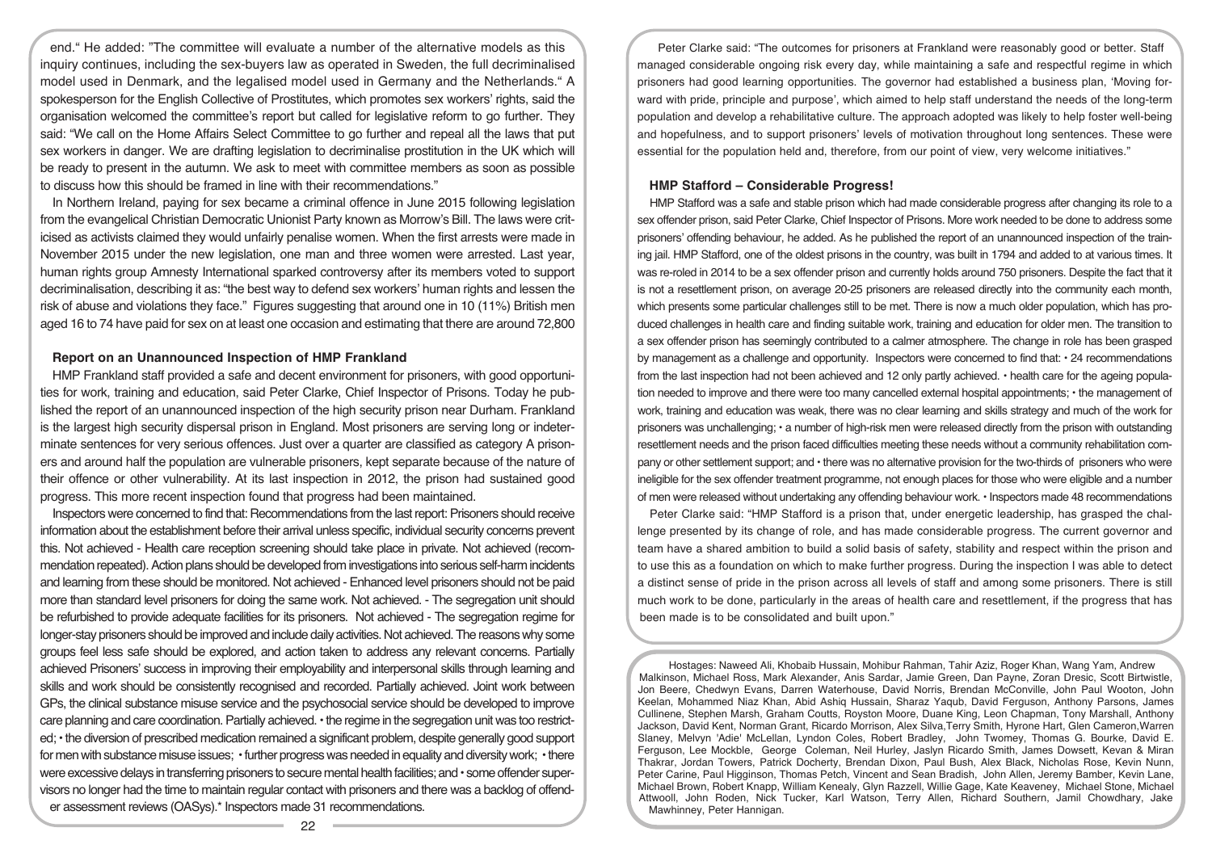end." He added: "The committee will evaluate a number of the alternative models as this inquiry continues, including the sex-buyers law as operated in Sweden, the full decriminalised model used in Denmark, and the legalised model used in Germany and the Netherlands." A spokesperson for the English Collective of Prostitutes, which promotes sex workers' rights, said the organisation welcomed the committee's report but called for legislative reform to go further. They said: "We call on the Home Affairs Select Committee to go further and repeal all the laws that put sex workers in danger. We are drafting legislation to decriminalise prostitution in the UK which will be ready to present in the autumn. We ask to meet with committee members as soon as possible to discuss how this should be framed in line with their recommendations."

In Northern Ireland, paying for sex became a criminal offence in June 2015 following legislation from the evangelical Christian Democratic Unionist Party known as Morrow's Bill. The laws were criticised as activists claimed they would unfairly penalise women. When the first arrests were made in November 2015 under the new legislation, one man and three women were arrested. Last year, human rights group Amnesty International sparked controversy after its members voted to support decriminalisation, describing it as: "the best way to defend sex workers' human rights and lessen the risk of abuse and violations they face." Figures suggesting that around one in 10 (11%) British men aged 16 to 74 have paid for sex on at least one occasion and estimating that there are around 72,800

### Report on an Unannounced Inspection of HMP Frankland

HMP Frankland staff provided a safe and decent environment for prisoners, with good opportunities for work, training and education, said Peter Clarke, Chief Inspector of Prisons. Today he published the report of an unannounced inspection of the high security prison near Durham. Frankland is the largest high security dispersal prison in England. Most prisoners are serving long or indeterminate sentences for very serious offences. Just over a quarter are classified as category A prisoners and around half the population are vulnerable prisoners, kept separate because of the nature of their offence or other vulnerability. At its last inspection in 2012, the prison had sustained good progress. This more recent inspection found that progress had been maintained.

Inspectors were concerned to find that: Recommendations from the last report: Prisoners should receive information about the establishment before their arrival unless specific, individual security concerns prevent this. Not achieved - Health care reception screening should take place in private. Not achieved (recommendation repeated). Action plans should be developed from investigations into serious self-harm incidents and learning from these should be monitored. Not achieved - Enhanced level prisoners should not be paid more than standard level prisoners for doing the same work. Not achieved. - The segregation unit should be refurbished to provide adequate facilities for its prisoners. Not achieved - The segregation regime for longer-stay prisoners should be improved and include daily activities. Not achieved. The reasons why some groups feel less safe should be explored, and action taken to address any relevant concerns. Partially achieved Prisoners' success in improving their employability and interpersonal skills through learning and skills and work should be consistently recognised and recorded. Partially achieved. Joint work between GPs, the clinical substance misuse service and the psychosocial service should be developed to improve care planning and care coordination. Partially achieved. • the regime in the segregation unit was too restricted; • the diversion of prescribed medication remained a significant problem, despite generally good support for men with substance misuse issues; • further progress was needed in equality and diversity work; • there were excessive delays in transferring prisoners to secure mental health facilities; and • some offender supervisors no longer had the time to maintain regular contact with prisoners and there was a backlog of offender assessment reviews (OASys).* Inspectors made 31 recommendations.

Peter Clarke said: "The outcomes for prisoners at Frankland were reasonably good or better. Staff managed considerable ongoing risk every day, while maintaining a safe and respectful regime in which prisoners had good learning opportunities. The governor had established a business plan, 'Moving forward with pride, principle and purpose', which aimed to help staff understand the needs of the long-term population and develop a rehabilitative culture. The approach adopted was likely to help foster well-being and hopefulness, and to support prisoners' levels of motivation throughout long sentences. These were essential for the population held and, therefore, from our point of view, very welcome initiatives."

### HMP Stafford – Considerable Progress!

HMP Stafford was a safe and stable prison which had made considerable progress after changing its role to a sex offender prison, said Peter Clarke, Chief Inspector of Prisons. More work needed to be done to address some prisoners' offending behaviour, he added. As he published the report of an unannounced inspection of the training jail. HMP Stafford, one of the oldest prisons in the country, was built in 1794 and added to at various times. It was re-roled in 2014 to be a sex offender prison and currently holds around 750 prisoners. Despite the fact that it is not a resettlement prison, on average 20-25 prisoners are released directly into the community each month, which presents some particular challenges still to be met. There is now a much older population, which has produced challenges in health care and finding suitable work, training and education for older men. The transition to a sex offender prison has seemingly contributed to a calmer atmosphere. The change in role has been grasped by management as a challenge and opportunity. Inspectors were concerned to find that: • 24 recommendations from the last inspection had not been achieved and 12 only partly achieved. • health care for the ageing population needed to improve and there were too many cancelled external hospital appointments; • the management of work, training and education was weak, there was no clear learning and skills strategy and much of the work for prisoners was unchallenging; • a number of high-risk men were released directly from the prison with outstanding resettlement needs and the prison faced difficulties meeting these needs without a community rehabilitation company or other settlement support; and • there was no alternative provision for the two-thirds of prisoners who were ineligible for the sex offender treatment programme, not enough places for those who were eligible and a number of men were released without undertaking any offending behaviour work. • Inspectors made 48 recommendations

Peter Clarke said: "HMP Stafford is a prison that, under energetic leadership, has grasped the challenge presented by its change of role, and has made considerable progress. The current governor and team have a shared ambition to build a solid basis of safety, stability and respect within the prison and to use this as a foundation on which to make further progress. During the inspection I was able to detect a distinct sense of pride in the prison across all levels of staff and among some prisoners. There is still much work to be done, particularly in the areas of health care and resettlement, if the progress that has been made is to be consolidated and built upon."

Hostages: Naweed Ali, Khobaib Hussain, Mohibur Rahman, Tahir Aziz, Roger Khan, Wang Yam, Andrew Malkinson, Michael Ross, Mark Alexander, Anis Sardar, Jamie Green, Dan Payne, Zoran Dresic, Scott Birtwistle, Jon Beere, Chedwyn Evans, Darren Waterhouse, David Norris, Brendan McConville, John Paul Wooton, John Keelan, Mohammed Niaz Khan, Abid Ashiq Hussain, Sharaz Yaqub, David Ferguson, Anthony Parsons, James Cullinene, Stephen Marsh, Graham Coutts, Royston Moore, Duane King, Leon Chapman, Tony Marshall, Anthony Jackson, David Kent, Norman Grant, Ricardo Morrison, Alex Silva,Terry Smith, Hyrone Hart, Glen Cameron,Warren Slaney, Melvyn 'Adie' McLellan, Lyndon Coles, Robert Bradley, John Twomey, Thomas G. Bourke, David E. Ferguson, Lee Mockble, George Coleman, Neil Hurley, Jaslyn Ricardo Smith, James Dowsett, Kevan & Miran Thakrar, Jordan Towers, Patrick Docherty, Brendan Dixon, Paul Bush, Alex Black, Nicholas Rose, Kevin Nunn, Peter Carine, Paul Higginson, Thomas Petch, Vincent and Sean Bradish, John Allen, Jeremy Bamber, Kevin Lane, Michael Brown, Robert Knapp, William Kenealy, Glyn Razzell, Willie Gage, Kate Keaveney, Michael Stone, Michael Attwooll, John Roden, Nick Tucker, Karl Watson, Terry Allen, Richard Southern, Jamil Chowdhary, Jake Mawhinney, Peter Hannigan.